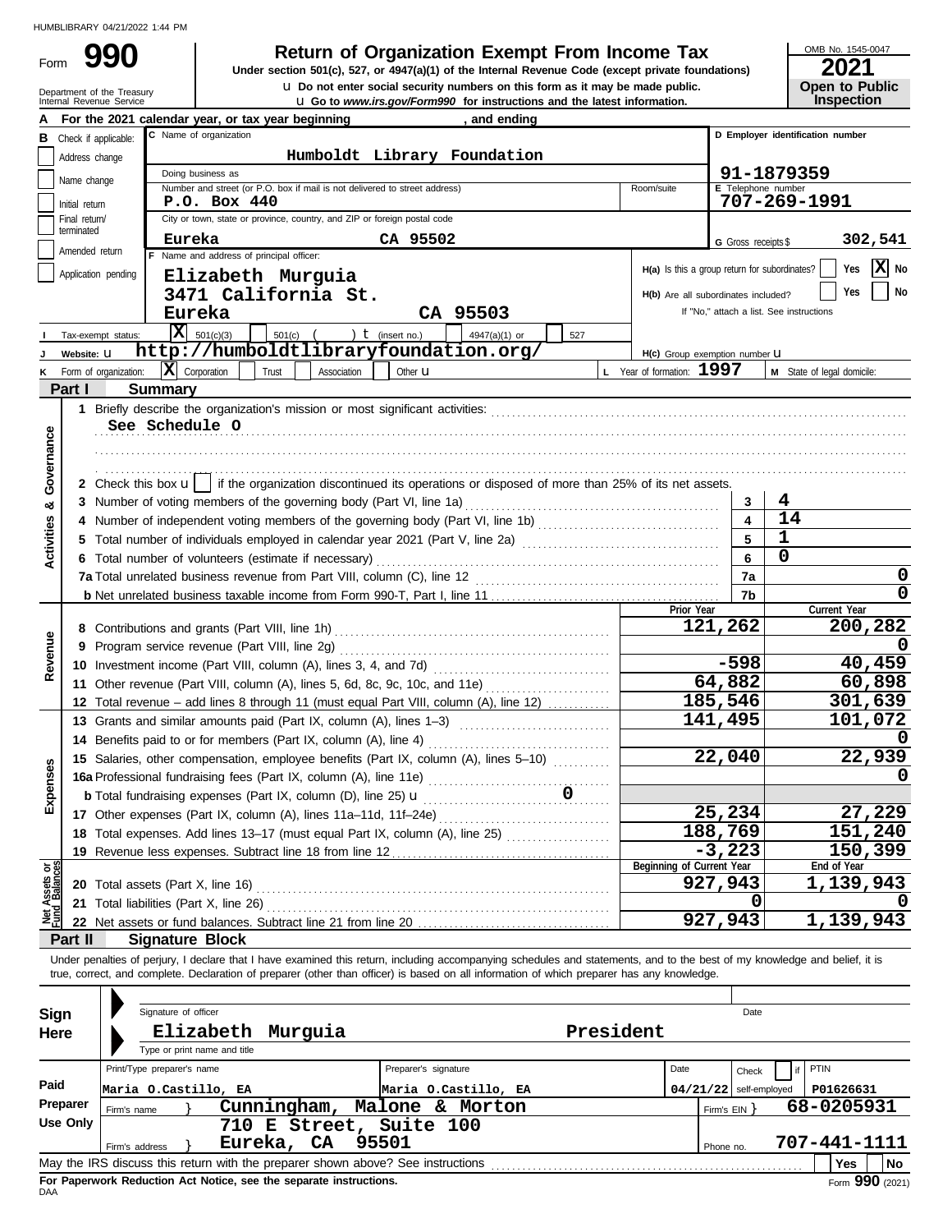HUMBLIBRARY 04/21/2022 1:44 PM

Form **990**

# Return of Organization Exempt From Income Tax

**Under section 501(c), 527, or 4947(a)(1) of the Internal Revenue Code (except private foundations)**

u **Do not enter social security numbers on this form as it may be made public.**

u **Go to www.irs.gov/Form990 for instructions and the latest information.**

Department of the Treasury
Internal Revenue Service

OMB No. 1545-0047

**2021**

**Open to Public Inspection**

**A** For the 2021 calendar year, or tax year beginning , and ending

**B** Check if applicable:
- Address change
- Name change
- Initial return
- Final return/terminated
- Amended return
- Application pending

**C** Name of organization: **Humboldt Library Foundation**

Doing business as

Number and street (or P.O. box if mail is not delivered to street address): **P.O. Box 440** Room/suite

City or town, state or province, country, and ZIP or foreign postal code: **Eureka CA 95502**

**D** Employer identification number: **91-1879359**

**E** Telephone number: **707-269-1991**

**G** Gross receipts $ **302,541**

**F** Name and address of principal officer:
**Elizabeth Murguia**
**3471 California St.**
**Eureka CA 95503**

**H(a)** Is this a group return for subordinates? Yes [X] No

**H(b)** Are all subordinates included? Yes No
If "No," attach a list. See instructions

**I** Tax-exempt status: [X] 501(c)(3) 501(c) ( ) t (insert no.) 4947(a)(1) or 527

**J** Website: u **http://humboldtlibraryfoundation.org/**

**H(c)** Group exemption number u

**K** Form of organization: [X] Corporation Trust Association Other u

**L** Year of formation: **1997**

**M** State of legal domicile:

## Part I Summary

**Activities & Governance**

1 Briefly describe the organization's mission or most significant activities:
**See Schedule O**

2 Check this box u [ ] if the organization discontinued its operations or disposed of more than 25% of its net assets.

| | | | |
|---|---|---|---|
| 3 | Number of voting members of the governing body (Part VI, line 1a) | 3 | 4 |
| 4 | Number of independent voting members of the governing body (Part VI, line 1b) | 4 | 14 |
| 5 | Total number of individuals employed in calendar year 2021 (Part V, line 2a) | 5 | 1 |
| 6 | Total number of volunteers (estimate if necessary) | 6 | 0 |
| 7a | Total unrelated business revenue from Part VIII, column (C), line 12 | 7a | 0 |
| b | Net unrelated business taxable income from Form 990-T, Part I, line 11 | 7b | 0 |

| | | Prior Year | Current Year |
|---|---|---|---|
| **Revenue** | | | |
| 8 | Contributions and grants (Part VIII, line 1h) | 121,262 | 200,282 |
| 9 | Program service revenue (Part VIII, line 2g) | | 0 |
| 10 | Investment income (Part VIII, column (A), lines 3, 4, and 7d) | -598 | 40,459 |
| 11 | Other revenue (Part VIII, column (A), lines 5, 6d, 8c, 9c, 10c, and 11e) | 64,882 | 60,898 |
| 12 | Total revenue – add lines 8 through 11 (must equal Part VIII, column (A), line 12) | 185,546 | 301,639 |
| **Expenses** | | | |
| 13 | Grants and similar amounts paid (Part IX, column (A), lines 1–3) | 141,495 | 101,072 |
| 14 | Benefits paid to or for members (Part IX, column (A), line 4) | | 0 |
| 15 | Salaries, other compensation, employee benefits (Part IX, column (A), lines 5–10) | 22,040 | 22,939 |
| 16a | Professional fundraising fees (Part IX, column (A), line 11e) | | 0 |
| b | Total fundraising expenses (Part IX, column (D), line 25) u 0 | | |
| 17 | Other expenses (Part IX, column (A), lines 11a–11d, 11f–24e) | 25,234 | 27,229 |
| 18 | Total expenses. Add lines 13–17 (must equal Part IX, column (A), line 25) | 188,769 | 151,240 |
| 19 | Revenue less expenses. Subtract line 18 from line 12 | -3,223 | 150,399 |

| **Net Assets or Fund Balances** | | Beginning of Current Year | End of Year |
|---|---|---|---|
| 20 | Total assets (Part X, line 16) | 927,943 | 1,139,943 |
| 21 | Total liabilities (Part X, line 26) | 0 | 0 |
| 22 | Net assets or fund balances. Subtract line 21 from line 20 | 927,943 | 1,139,943 |

## Part II Signature Block

Under penalties of perjury, I declare that I have examined this return, including accompanying schedules and statements, and to the best of my knowledge and belief, it is true, correct, and complete. Declaration of preparer (other than officer) is based on all information of which preparer has any knowledge.

**Sign Here**

Signature of officer — Date

**Elizabeth Murguia President**

Type or print name and title

**Paid Preparer Use Only**

| Print/Type preparer's name | Preparer's signature | Date | Check if self-employed | PTIN |
|---|---|---|---|---|
| Maria O.Castillo, EA | Maria O.Castillo, EA | 04/21/22 | | P01626631 |

Firm's name } **Cunningham, Malone & Morton** — Firm's EIN } **68-0205931**

Firm's address } **710 E Street, Suite 100, Eureka, CA 95501** — Phone no. **707-441-1111**

May the IRS discuss this return with the preparer shown above? See instructions — Yes No

**For Paperwork Reduction Act Notice, see the separate instructions.**

DAA

Form **990** (2021)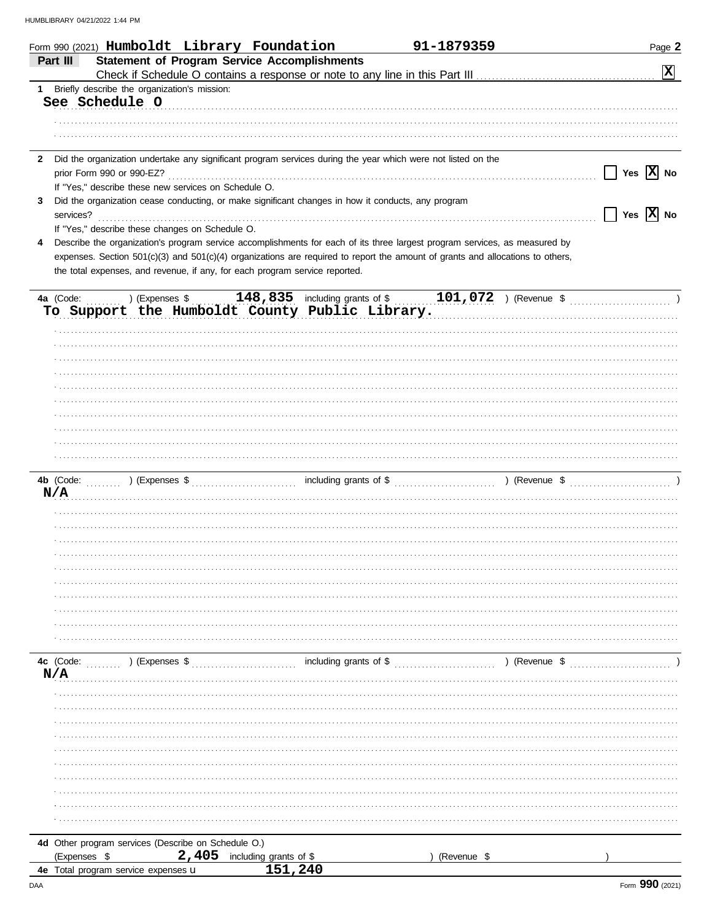Form 990 (2021) **Humboldt Library Foundation** **91-1879359** Page **2**

## Part III Statement of Program Service Accomplishments

Check if Schedule O contains a response or note to any line in this Part III .......... [X]

**1** Briefly describe the organization's mission:

See Schedule O

**2** Did the organization undertake any significant program services during the year which were not listed on the prior Form 990 or 990-EZ? .......... [ ] Yes [X] No

If "Yes," describe these new services on Schedule O.

**3** Did the organization cease conducting, or make significant changes in how it conducts, any program services? .......... [ ] Yes [X] No

If "Yes," describe these changes on Schedule O.

**4** Describe the organization's program service accomplishments for each of its three largest program services, as measured by expenses. Section 501(c)(3) and 501(c)(4) organizations are required to report the amount of grants and allocations to others, the total expenses, and revenue, if any, for each program service reported.

**4a** (Code: ) (Expenses $ 148,835 including grants of $ 101,072 ) (Revenue $ )

To Support the Humboldt County Public Library.

**4b** (Code: ) (Expenses $ including grants of $ ) (Revenue $ )

N/A

**4c** (Code: ) (Expenses $ including grants of $ ) (Revenue $ )

N/A

**4d** Other program services (Describe on Schedule O.)

(Expenses $ 2,405 including grants of $ ) (Revenue $ )

**4e** Total program service expenses ▶ 151,240

Form **990** (2021)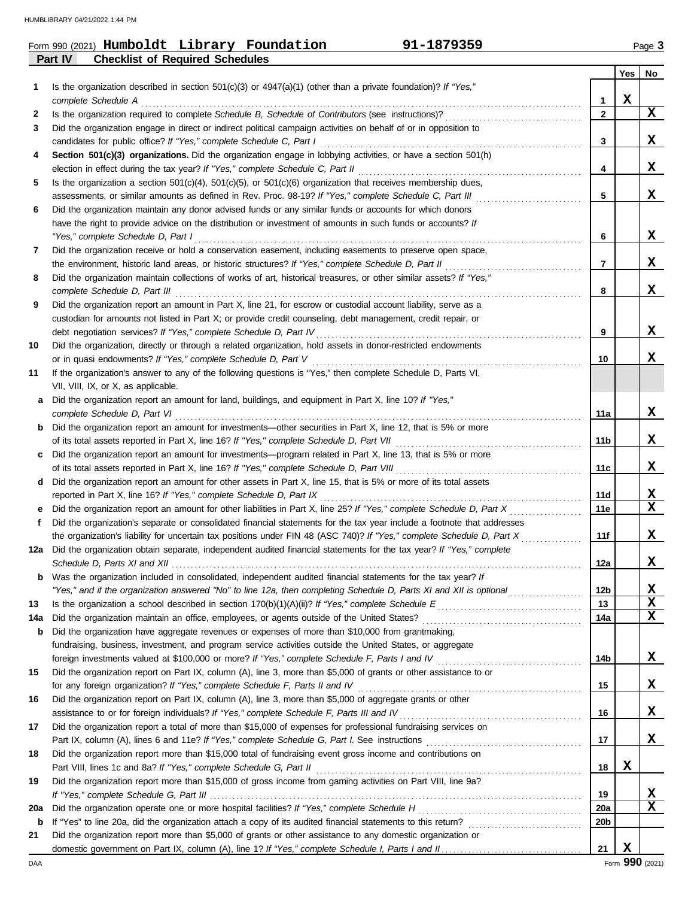Form 990 (2021) **Humboldt Library Foundation** **91-1879359** Page **3**

## Part IV Checklist of Required Schedules

| | | | Yes | No |
|---|---|---|---|---|
| **1** | Is the organization described in section 501(c)(3) or 4947(a)(1) (other than a private foundation)? *If "Yes," complete Schedule A* | 1 | X | |
| **2** | Is the organization required to complete *Schedule B, Schedule of Contributors* (see instructions)? | 2 | | X |
| **3** | Did the organization engage in direct or indirect political campaign activities on behalf of or in opposition to candidates for public office? *If "Yes," complete Schedule C, Part I* | 3 | | X |
| **4** | **Section 501(c)(3) organizations.** Did the organization engage in lobbying activities, or have a section 501(h) election in effect during the tax year? *If "Yes," complete Schedule C, Part II* | 4 | | X |
| **5** | Is the organization a section 501(c)(4), 501(c)(5), or 501(c)(6) organization that receives membership dues, assessments, or similar amounts as defined in Rev. Proc. 98-19? *If "Yes," complete Schedule C, Part III* | 5 | | X |
| **6** | Did the organization maintain any donor advised funds or any similar funds or accounts for which donors have the right to provide advice on the distribution or investment of amounts in such funds or accounts? *If "Yes," complete Schedule D, Part I* | 6 | | X |
| **7** | Did the organization receive or hold a conservation easement, including easements to preserve open space, the environment, historic land areas, or historic structures? *If "Yes," complete Schedule D, Part II* | 7 | | X |
| **8** | Did the organization maintain collections of works of art, historical treasures, or other similar assets? *If "Yes," complete Schedule D, Part III* | 8 | | X |
| **9** | Did the organization report an amount in Part X, line 21, for escrow or custodial account liability, serve as a custodian for amounts not listed in Part X; or provide credit counseling, debt management, credit repair, or debt negotiation services? *If "Yes," complete Schedule D, Part IV* | 9 | | X |
| **10** | Did the organization, directly or through a related organization, hold assets in donor-restricted endowments or in quasi endowments? *If "Yes," complete Schedule D, Part V* | 10 | | X |
| **11** | If the organization's answer to any of the following questions is "Yes," then complete Schedule D, Parts VI, VII, VIII, IX, or X, as applicable. | | | |
| **a** | Did the organization report an amount for land, buildings, and equipment in Part X, line 10? *If "Yes," complete Schedule D, Part VI* | 11a | | X |
| **b** | Did the organization report an amount for investments—other securities in Part X, line 12, that is 5% or more of its total assets reported in Part X, line 16? *If "Yes," complete Schedule D, Part VII* | 11b | | X |
| **c** | Did the organization report an amount for investments—program related in Part X, line 13, that is 5% or more of its total assets reported in Part X, line 16? *If "Yes," complete Schedule D, Part VIII* | 11c | | X |
| **d** | Did the organization report an amount for other assets in Part X, line 15, that is 5% or more of its total assets reported in Part X, line 16? *If "Yes," complete Schedule D, Part IX* | 11d | | X |
| **e** | Did the organization report an amount for other liabilities in Part X, line 25? *If "Yes," complete Schedule D, Part X* | 11e | | X |
| **f** | Did the organization's separate or consolidated financial statements for the tax year include a footnote that addresses the organization's liability for uncertain tax positions under FIN 48 (ASC 740)? *If "Yes," complete Schedule D, Part X* | 11f | | X |
| **12a** | Did the organization obtain separate, independent audited financial statements for the tax year? *If "Yes," complete Schedule D, Parts XI and XII* | 12a | | X |
| **b** | Was the organization included in consolidated, independent audited financial statements for the tax year? *If "Yes," and if the organization answered "No" to line 12a, then completing Schedule D, Parts XI and XII is optional* | 12b | | X |
| **13** | Is the organization a school described in section 170(b)(1)(A)(ii)? *If "Yes," complete Schedule E* | 13 | | X |
| **14a** | Did the organization maintain an office, employees, or agents outside of the United States? | 14a | | X |
| **b** | Did the organization have aggregate revenues or expenses of more than $10,000 from grantmaking, fundraising, business, investment, and program service activities outside the United States, or aggregate foreign investments valued at $100,000 or more? *If "Yes," complete Schedule F, Parts I and IV* | 14b | | X |
| **15** | Did the organization report on Part IX, column (A), line 3, more than $5,000 of grants or other assistance to or for any foreign organization? *If "Yes," complete Schedule F, Parts II and IV* | 15 | | X |
| **16** | Did the organization report on Part IX, column (A), line 3, more than $5,000 of aggregate grants or other assistance to or for foreign individuals? *If "Yes," complete Schedule F, Parts III and IV* | 16 | | X |
| **17** | Did the organization report a total of more than $15,000 of expenses for professional fundraising services on Part IX, column (A), lines 6 and 11e? *If "Yes," complete Schedule G, Part I.* See instructions | 17 | | X |
| **18** | Did the organization report more than $15,000 total of fundraising event gross income and contributions on Part VIII, lines 1c and 8a? *If "Yes," complete Schedule G, Part II* | 18 | X | |
| **19** | Did the organization report more than $15,000 of gross income from gaming activities on Part VIII, line 9a? *If "Yes," complete Schedule G, Part III* | 19 | | X |
| **20a** | Did the organization operate one or more hospital facilities? *If "Yes," complete Schedule H* | 20a | | X |
| **b** | If "Yes" to line 20a, did the organization attach a copy of its audited financial statements to this return? | 20b | | |
| **21** | Did the organization report more than $5,000 of grants or other assistance to any domestic organization or domestic government on Part IX, column (A), line 1? *If "Yes," complete Schedule I, Parts I and II* | 21 | X | |

DAA Form **990** (2021)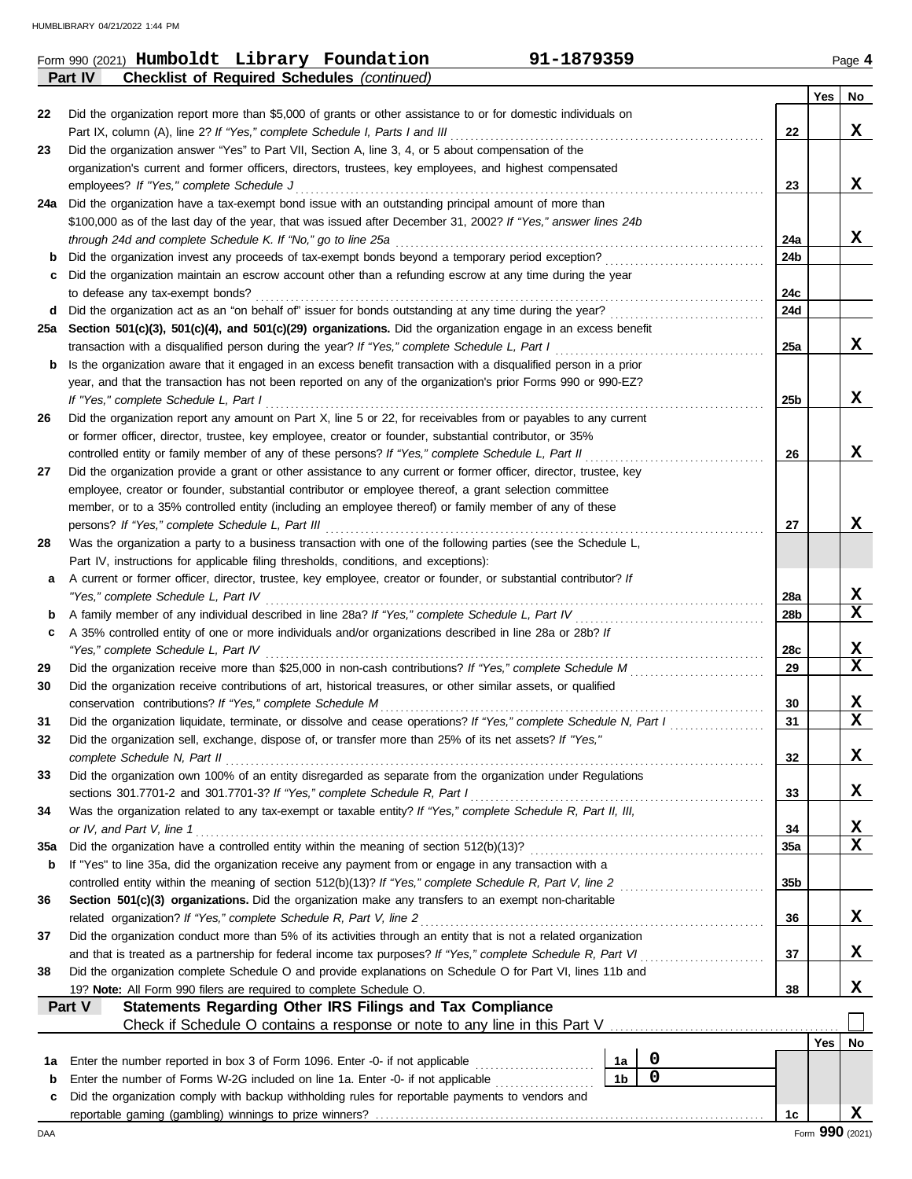Form 990 (2021) **Humboldt Library Foundation** **91-1879359** Page **4**

**Part IV** **Checklist of Required Schedules** *(continued)*

| | | | Yes | No |
|---|---|---|---|---|
| 22 | Did the organization report more than $5,000 of grants or other assistance to or for domestic individuals on Part IX, column (A), line 2? *If "Yes," complete Schedule I, Parts I and III* | 22 | | X |
| 23 | Did the organization answer "Yes" to Part VII, Section A, line 3, 4, or 5 about compensation of the organization's current and former officers, directors, trustees, key employees, and highest compensated employees? *If "Yes," complete Schedule J* | 23 | | X |
| 24a | Did the organization have a tax-exempt bond issue with an outstanding principal amount of more than $100,000 as of the last day of the year, that was issued after December 31, 2002? *If "Yes," answer lines 24b through 24d and complete Schedule K. If "No," go to line 25a* | 24a | | X |
| b | Did the organization invest any proceeds of tax-exempt bonds beyond a temporary period exception? | 24b | | |
| c | Did the organization maintain an escrow account other than a refunding escrow at any time during the year to defease any tax-exempt bonds? | 24c | | |
| d | Did the organization act as an "on behalf of" issuer for bonds outstanding at any time during the year? | 24d | | |
| 25a | **Section 501(c)(3), 501(c)(4), and 501(c)(29) organizations.** Did the organization engage in an excess benefit transaction with a disqualified person during the year? *If "Yes," complete Schedule L, Part I* | 25a | | X |
| b | Is the organization aware that it engaged in an excess benefit transaction with a disqualified person in a prior year, and that the transaction has not been reported on any of the organization's prior Forms 990 or 990-EZ? *If "Yes," complete Schedule L, Part I* | 25b | | X |
| 26 | Did the organization report any amount on Part X, line 5 or 22, for receivables from or payables to any current or former officer, director, trustee, key employee, creator or founder, substantial contributor, or 35% controlled entity or family member of any of these persons? *If "Yes," complete Schedule L, Part II* | 26 | | X |
| 27 | Did the organization provide a grant or other assistance to any current or former officer, director, trustee, key employee, creator or founder, substantial contributor or employee thereof, a grant selection committee member, or to a 35% controlled entity (including an employee thereof) or family member of any of these persons? *If "Yes," complete Schedule L, Part III* | 27 | | X |
| 28 | Was the organization a party to a business transaction with one of the following parties (see the Schedule L, Part IV, instructions for applicable filing thresholds, conditions, and exceptions): | | | |
| a | A current or former officer, director, trustee, key employee, creator or founder, or substantial contributor? *If "Yes," complete Schedule L, Part IV* | 28a | | X |
| b | A family member of any individual described in line 28a? *If "Yes," complete Schedule L, Part IV* | 28b | | X |
| c | A 35% controlled entity of one or more individuals and/or organizations described in line 28a or 28b? *If "Yes," complete Schedule L, Part IV* | 28c | | X |
| 29 | Did the organization receive more than $25,000 in non-cash contributions? *If "Yes," complete Schedule M* | 29 | | X |
| 30 | Did the organization receive contributions of art, historical treasures, or other similar assets, or qualified conservation contributions? *If "Yes," complete Schedule M* | 30 | | X |
| 31 | Did the organization liquidate, terminate, or dissolve and cease operations? *If "Yes," complete Schedule N, Part I* | 31 | | X |
| 32 | Did the organization sell, exchange, dispose of, or transfer more than 25% of its net assets? *If "Yes," complete Schedule N, Part II* | 32 | | X |
| 33 | Did the organization own 100% of an entity disregarded as separate from the organization under Regulations sections 301.7701-2 and 301.7701-3? *If "Yes," complete Schedule R, Part I* | 33 | | X |
| 34 | Was the organization related to any tax-exempt or taxable entity? *If "Yes," complete Schedule R, Part II, III, or IV, and Part V, line 1* | 34 | | X |
| 35a | Did the organization have a controlled entity within the meaning of section 512(b)(13)? | 35a | | X |
| b | If "Yes" to line 35a, did the organization receive any payment from or engage in any transaction with a controlled entity within the meaning of section 512(b)(13)? *If "Yes," complete Schedule R, Part V, line 2* | 35b | | |
| 36 | **Section 501(c)(3) organizations.** Did the organization make any transfers to an exempt non-charitable related organization? *If "Yes," complete Schedule R, Part V, line 2* | 36 | | X |
| 37 | Did the organization conduct more than 5% of its activities through an entity that is not a related organization and that is treated as a partnership for federal income tax purposes? *If "Yes," complete Schedule R, Part VI* | 37 | | X |
| 38 | Did the organization complete Schedule O and provide explanations on Schedule O for Part VI, lines 11b and 19? **Note:** All Form 990 filers are required to complete Schedule O. | 38 | | X |

**Part V** **Statements Regarding Other IRS Filings and Tax Compliance**

Check if Schedule O contains a response or note to any line in this Part V ☐

| | | | | | Yes | No |
|---|---|---|---|---|---|---|
| 1a | Enter the number reported in box 3 of Form 1096. Enter -0- if not applicable | 1a | 0 | | | |
| b | Enter the number of Forms W-2G included on line 1a. Enter -0- if not applicable | 1b | 0 | | | |
| c | Did the organization comply with backup withholding rules for reportable payments to vendors and reportable gaming (gambling) winnings to prize winners? | | | 1c | | X |

DAA Form **990** (2021)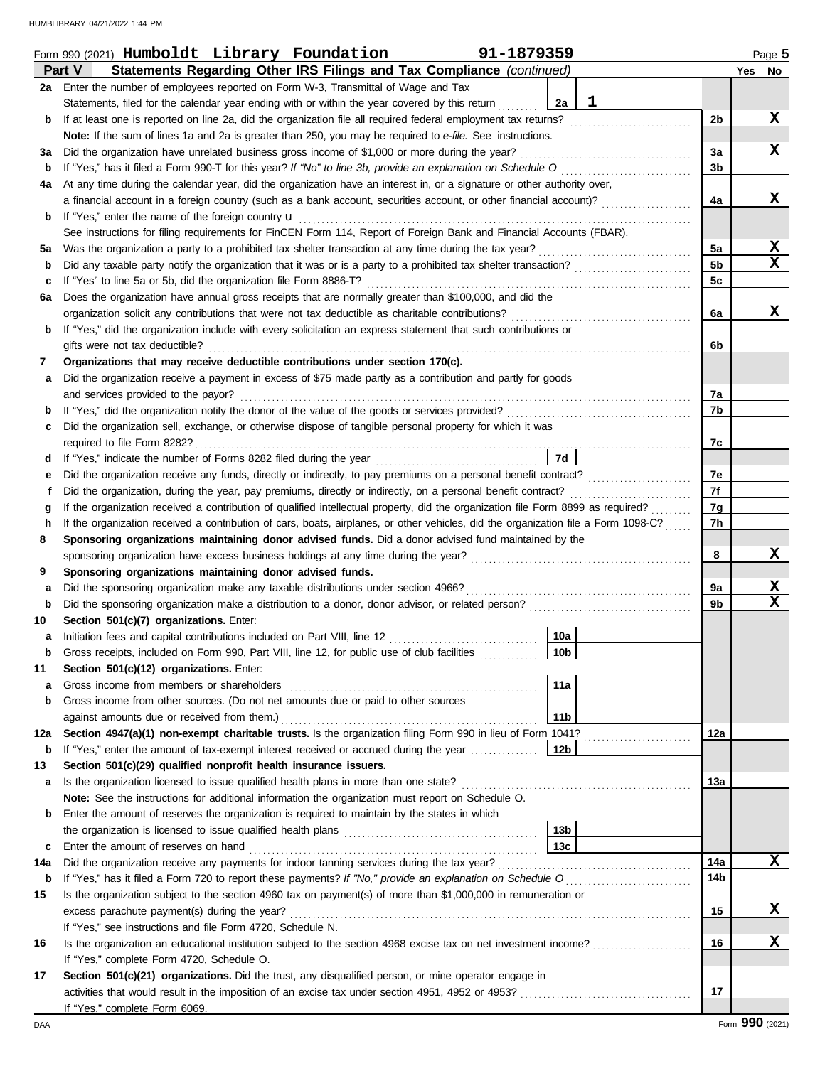Form 990 (2021) **Humboldt Library Foundation** 91-1879359

## Part V — Statements Regarding Other IRS Filings and Tax Compliance *(continued)*

| Line | Description | Ref | Amount | Line | Yes | No |
|---|---|---|---|---|---|---|
| 2a | Enter the number of employees reported on Form W-3, Transmittal of Wage and Tax Statements, filed for the calendar year ending with or within the year covered by this return | 2a | 1 | | | |
| b | If at least one is reported on line 2a, did the organization file all required federal employment tax returns? | | | 2b | | X |
| | **Note:** If the sum of lines 1a and 2a is greater than 250, you may be required to *e-file.* See instructions. | | | | | |
| 3a | Did the organization have unrelated business gross income of $1,000 or more during the year? | | | 3a | | X |
| b | If "Yes," has it filed a Form 990-T for this year? *If "No" to line 3b, provide an explanation on Schedule O* | | | 3b | | |
| 4a | At any time during the calendar year, did the organization have an interest in, or a signature or other authority over, a financial account in a foreign country (such as a bank account, securities account, or other financial account)? | | | 4a | | X |
| b | If "Yes," enter the name of the foreign country u | | | | | |
| | See instructions for filing requirements for FinCEN Form 114, Report of Foreign Bank and Financial Accounts (FBAR). | | | | | |
| 5a | Was the organization a party to a prohibited tax shelter transaction at any time during the tax year? | | | 5a | | X |
| b | Did any taxable party notify the organization that it was or is a party to a prohibited tax shelter transaction? | | | 5b | | X |
| c | If "Yes" to line 5a or 5b, did the organization file Form 8886-T? | | | 5c | | |
| 6a | Does the organization have annual gross receipts that are normally greater than $100,000, and did the organization solicit any contributions that were not tax deductible as charitable contributions? | | | 6a | | X |
| b | If "Yes," did the organization include with every solicitation an express statement that such contributions or gifts were not tax deductible? | | | 6b | | |
| 7 | **Organizations that may receive deductible contributions under section 170(c).** | | | | | |
| a | Did the organization receive a payment in excess of $75 made partly as a contribution and partly for goods and services provided to the payor? | | | 7a | | |
| b | If "Yes," did the organization notify the donor of the value of the goods or services provided? | | | 7b | | |
| c | Did the organization sell, exchange, or otherwise dispose of tangible personal property for which it was required to file Form 8282? | | | 7c | | |
| d | If "Yes," indicate the number of Forms 8282 filed during the year | 7d | | | | |
| e | Did the organization receive any funds, directly or indirectly, to pay premiums on a personal benefit contract? | | | 7e | | |
| f | Did the organization, during the year, pay premiums, directly or indirectly, on a personal benefit contract? | | | 7f | | |
| g | If the organization received a contribution of qualified intellectual property, did the organization file Form 8899 as required? | | | 7g | | |
| h | If the organization received a contribution of cars, boats, airplanes, or other vehicles, did the organization file a Form 1098-C? | | | 7h | | |
| 8 | **Sponsoring organizations maintaining donor advised funds.** Did a donor advised fund maintained by the sponsoring organization have excess business holdings at any time during the year? | | | 8 | | X |
| 9 | **Sponsoring organizations maintaining donor advised funds.** | | | | | |
| a | Did the sponsoring organization make any taxable distributions under section 4966? | | | 9a | | X |
| b | Did the sponsoring organization make a distribution to a donor, donor advisor, or related person? | | | 9b | | X |
| 10 | **Section 501(c)(7) organizations.** Enter: | | | | | |
| a | Initiation fees and capital contributions included on Part VIII, line 12 | 10a | | | | |
| b | Gross receipts, included on Form 990, Part VIII, line 12, for public use of club facilities | 10b | | | | |
| 11 | **Section 501(c)(12) organizations.** Enter: | | | | | |
| a | Gross income from members or shareholders | 11a | | | | |
| b | Gross income from other sources. (Do not net amounts due or paid to other sources against amounts due or received from them.) | 11b | | | | |
| 12a | **Section 4947(a)(1) non-exempt charitable trusts.** Is the organization filing Form 990 in lieu of Form 1041? | | | 12a | | |
| b | If "Yes," enter the amount of tax-exempt interest received or accrued during the year | 12b | | | | |
| 13 | **Section 501(c)(29) qualified nonprofit health insurance issuers.** | | | | | |
| a | Is the organization licensed to issue qualified health plans in more than one state? | | | 13a | | |
| | **Note:** See the instructions for additional information the organization must report on Schedule O. | | | | | |
| b | Enter the amount of reserves the organization is required to maintain by the states in which the organization is licensed to issue qualified health plans | 13b | | | | |
| c | Enter the amount of reserves on hand | 13c | | | | |
| 14a | Did the organization receive any payments for indoor tanning services during the tax year? | | | 14a | | X |
| b | If "Yes," has it filed a Form 720 to report these payments? *If "No," provide an explanation on Schedule O* | | | 14b | | |
| 15 | Is the organization subject to the section 4960 tax on payment(s) of more than $1,000,000 in remuneration or excess parachute payment(s) during the year? | | | 15 | | X |
| | If "Yes," see instructions and file Form 4720, Schedule N. | | | | | |
| 16 | Is the organization an educational institution subject to the section 4968 excise tax on net investment income? | | | 16 | | X |
| | If "Yes," complete Form 4720, Schedule O. | | | | | |
| 17 | **Section 501(c)(21) organizations.** Did the trust, any disqualified person, or mine operator engage in activities that would result in the imposition of an excise tax under section 4951, 4952 or 4953? | | | 17 | | |
| | If "Yes," complete Form 6069. | | | | | |

Form **990** (2021)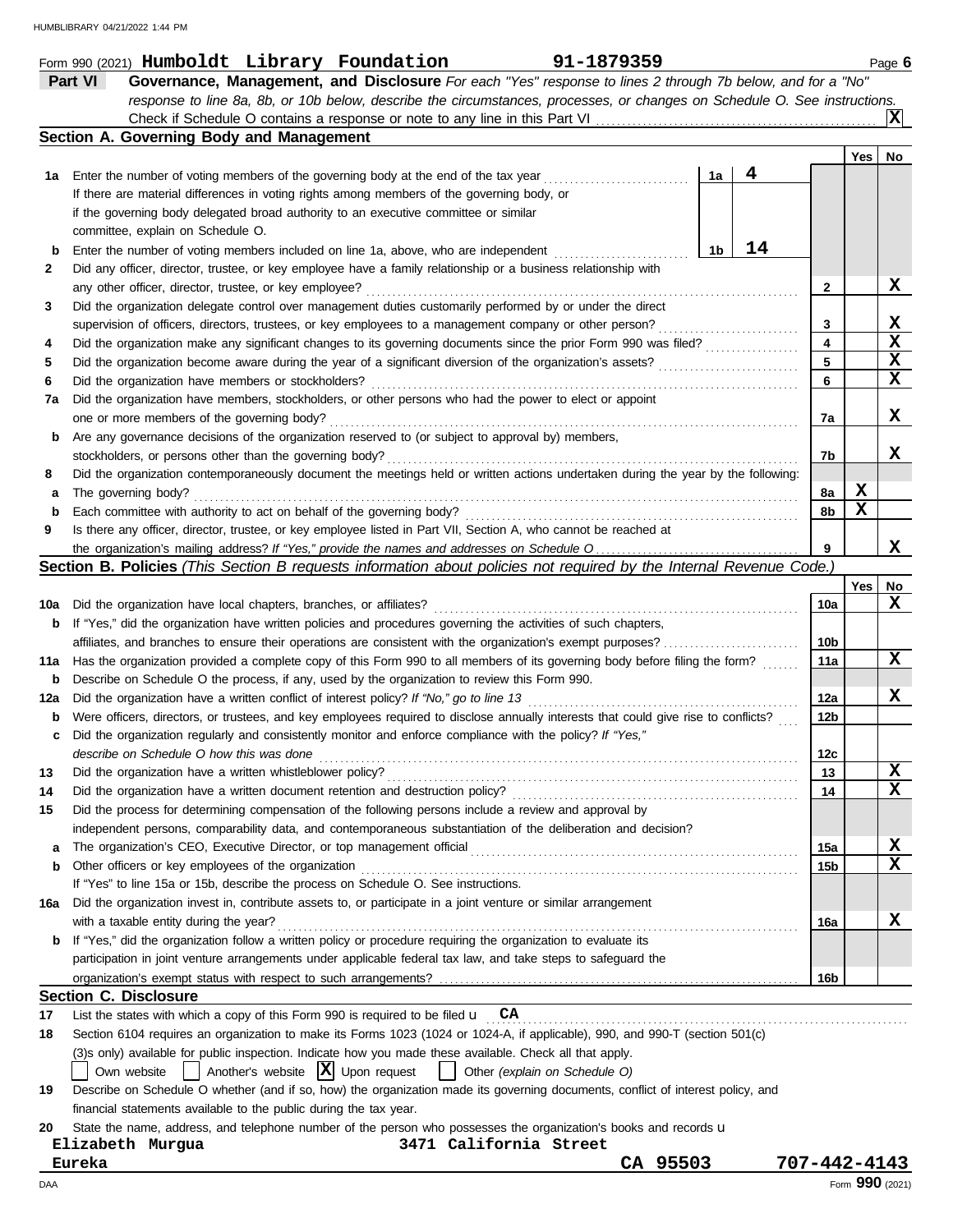Form 990 (2021) **Humboldt Library Foundation** **91-1879359** Page **6**

## Part VI Governance, Management, and Disclosure

*For each "Yes" response to lines 2 through 7b below, and for a "No" response to line 8a, 8b, or 10b below, describe the circumstances, processes, or changes on Schedule O. See instructions.*

Check if Schedule O contains a response or note to any line in this Part VI .......... **X**

### Section A. Governing Body and Management

| | | | | Yes | No |
|---|---|---|---|---|---|
| **1a** | Enter the number of voting members of the governing body at the end of the tax year | 1a | 4 | | |
| | If there are material differences in voting rights among members of the governing body, or if the governing body delegated broad authority to an executive committee or similar committee, explain on Schedule O. | | | | |
| **b** | Enter the number of voting members included on line 1a, above, who are independent | 1b | 14 | | |
| **2** | Did any officer, director, trustee, or key employee have a family relationship or a business relationship with any other officer, director, trustee, or key employee? | | 2 | | X |
| **3** | Did the organization delegate control over management duties customarily performed by or under the direct supervision of officers, directors, trustees, or key employees to a management company or other person? | | 3 | | X |
| **4** | Did the organization make any significant changes to its governing documents since the prior Form 990 was filed? | | 4 | | X |
| **5** | Did the organization become aware during the year of a significant diversion of the organization's assets? | | 5 | | X |
| **6** | Did the organization have members or stockholders? | | 6 | | X |
| **7a** | Did the organization have members, stockholders, or other persons who had the power to elect or appoint one or more members of the governing body? | | 7a | | X |
| **b** | Are any governance decisions of the organization reserved to (or subject to approval by) members, stockholders, or persons other than the governing body? | | 7b | | X |
| **8** | Did the organization contemporaneously document the meetings held or written actions undertaken during the year by the following: | | | | |
| **a** | The governing body? | | 8a | X | |
| **b** | Each committee with authority to act on behalf of the governing body? | | 8b | X | |
| **9** | Is there any officer, director, trustee, or key employee listed in Part VII, Section A, who cannot be reached at the organization's mailing address? *If "Yes," provide the names and addresses on Schedule O* | | 9 | | X |

### Section B. Policies *(This Section B requests information about policies not required by the Internal Revenue Code.)*

| | | | Yes | No |
|---|---|---|---|---|
| **10a** | Did the organization have local chapters, branches, or affiliates? | 10a | | X |
| **b** | If "Yes," did the organization have written policies and procedures governing the activities of such chapters, affiliates, and branches to ensure their operations are consistent with the organization's exempt purposes? | 10b | | |
| **11a** | Has the organization provided a complete copy of this Form 990 to all members of its governing body before filing the form? | 11a | | X |
| **b** | Describe on Schedule O the process, if any, used by the organization to review this Form 990. | | | |
| **12a** | Did the organization have a written conflict of interest policy? *If "No," go to line 13* | 12a | | X |
| **b** | Were officers, directors, or trustees, and key employees required to disclose annually interests that could give rise to conflicts? | 12b | | |
| **c** | Did the organization regularly and consistently monitor and enforce compliance with the policy? *If "Yes," describe on Schedule O how this was done* | 12c | | |
| **13** | Did the organization have a written whistleblower policy? | 13 | | X |
| **14** | Did the organization have a written document retention and destruction policy? | 14 | | X |
| **15** | Did the process for determining compensation of the following persons include a review and approval by independent persons, comparability data, and contemporaneous substantiation of the deliberation and decision? | | | |
| **a** | The organization's CEO, Executive Director, or top management official | 15a | | X |
| **b** | Other officers or key employees of the organization | 15b | | X |
| | If "Yes" to line 15a or 15b, describe the process on Schedule O. See instructions. | | | |
| **16a** | Did the organization invest in, contribute assets to, or participate in a joint venture or similar arrangement with a taxable entity during the year? | 16a | | X |
| **b** | If "Yes," did the organization follow a written policy or procedure requiring the organization to evaluate its participation in joint venture arrangements under applicable federal tax law, and take steps to safeguard the organization's exempt status with respect to such arrangements? | 16b | | |

### Section C. Disclosure

**17** List the states with which a copy of this Form 990 is required to be filed **CA**

**18** Section 6104 requires an organization to make its Forms 1023 (1024 or 1024-A, if applicable), 990, and 990-T (section 501(c)(3)s only) available for public inspection. Indicate how you made these available. Check all that apply.

☐ Own website ☐ Another's website ☒ Upon request ☐ Other *(explain on Schedule O)*

**19** Describe on Schedule O whether (and if so, how) the organization made its governing documents, conflict of interest policy, and financial statements available to the public during the tax year.

**20** State the name, address, and telephone number of the person who possesses the organization's books and records

Elizabeth Murgua 3471 California Street
Eureka CA 95503 707-442-4143

Form **990** (2021)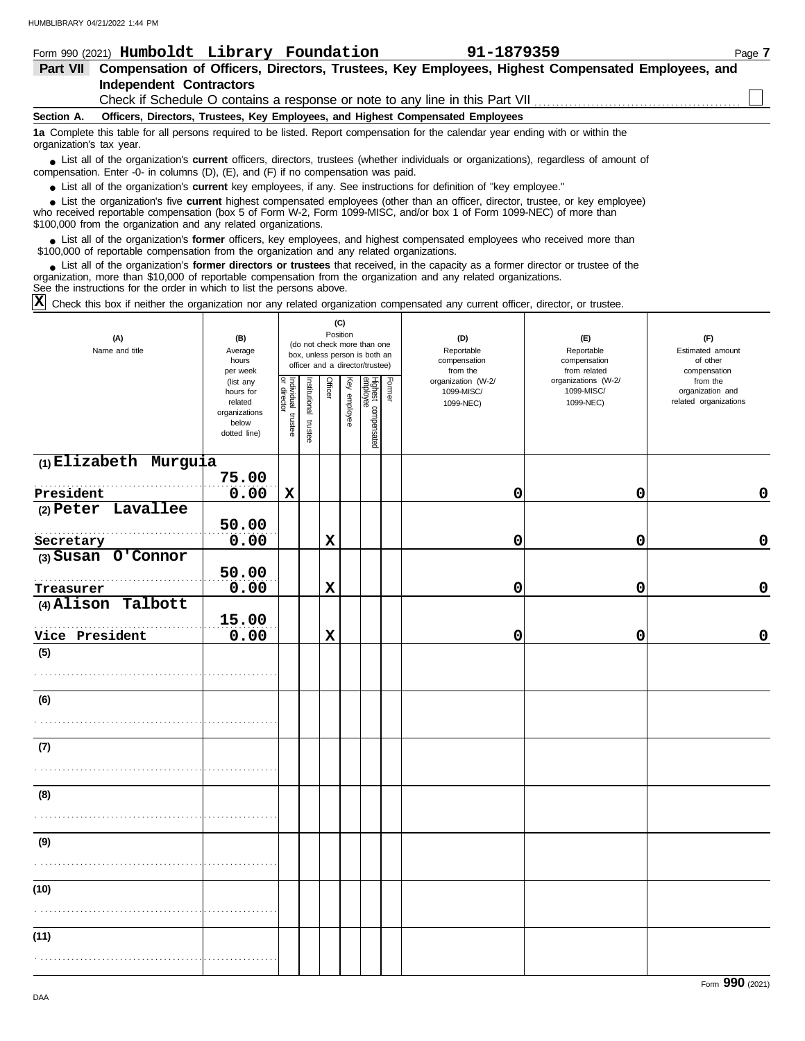Form 990 (2021) **Humboldt Library Foundation** **91-1879359** Page **7**

## Part VII Compensation of Officers, Directors, Trustees, Key Employees, Highest Compensated Employees, and Independent Contractors

Check if Schedule O contains a response or note to any line in this Part VII ☐

### Section A. Officers, Directors, Trustees, Key Employees, and Highest Compensated Employees

**1a** Complete this table for all persons required to be listed. Report compensation for the calendar year ending with or within the organization's tax year.

- List all of the organization's **current** officers, directors, trustees (whether individuals or organizations), regardless of amount of compensation. Enter -0- in columns (D), (E), and (F) if no compensation was paid.
- List all of the organization's **current** key employees, if any. See instructions for definition of "key employee."
- List the organization's five **current** highest compensated employees (other than an officer, director, trustee, or key employee) who received reportable compensation (box 5 of Form W-2, Form 1099-MISC, and/or box 1 of Form 1099-NEC) of more than $100,000 from the organization and any related organizations.
- List all of the organization's **former** officers, key employees, and highest compensated employees who received more than $100,000 of reportable compensation from the organization and any related organizations.
- List all of the organization's **former directors or trustees** that received, in the capacity as a former director or trustee of the organization, more than $10,000 of reportable compensation from the organization and any related organizations.

See the instructions for the order in which to list the persons above.

☒ Check this box if neither the organization nor any related organization compensated any current officer, director, or trustee.

| (A) Name and title | (B) Average hours per week (list any hours for related organizations below dotted line) | (C) Position: Individual trustee or director | Institutional trustee | Officer | Key employee | Highest compensated employee | Former | (D) Reportable compensation from the organization (W-2/1099-MISC/1099-NEC) | (E) Reportable compensation from related organizations (W-2/1099-MISC/1099-NEC) | (F) Estimated amount of other compensation from the organization and related organizations |
|---|---|---|---|---|---|---|---|---|---|---|
| (1) Elizabeth Murguia<br>President | 75.00<br>0.00 | X | | | | | | 0 | 0 | 0 |
| (2) Peter Lavallee<br>Secretary | 50.00<br>0.00 | | | X | | | | 0 | 0 | 0 |
| (3) Susan O'Connor<br>Treasurer | 50.00<br>0.00 | | | X | | | | 0 | 0 | 0 |
| (4) Alison Talbott<br>Vice President | 15.00<br>0.00 | | | X | | | | 0 | 0 | 0 |
| (5) | | | | | | | | | | |
| (6) | | | | | | | | | | |
| (7) | | | | | | | | | | |
| (8) | | | | | | | | | | |
| (9) | | | | | | | | | | |
| (10) | | | | | | | | | | |
| (11) | | | | | | | | | | |

Form **990** (2021)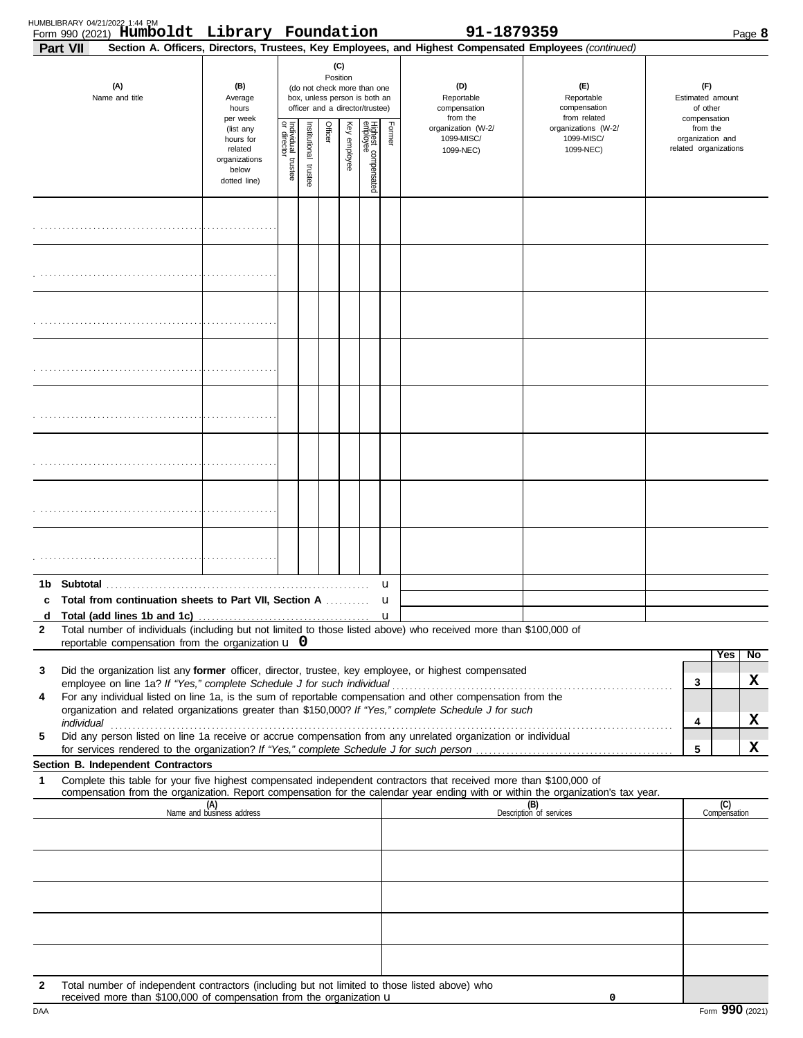Form 990 (2021) **Humboldt Library Foundation** 91-1879359

**Part VII** **Section A. Officers, Directors, Trustees, Key Employees, and Highest Compensated Employees** *(continued)*

| (A) Name and title | (B) Average hours per week (list any hours for related organizations below dotted line) | (C) Position (do not check more than one box, unless person is both an officer and a director/trustee) | | | | | | (D) Reportable compensation from the organization (W-2/ 1099-MISC/ 1099-NEC) | (E) Reportable compensation from related organizations (W-2/ 1099-MISC/ 1099-NEC) | (F) Estimated amount of other compensation from the organization and related organizations |
|---|---|---|---|---|---|---|---|---|---|---|
| | | Individual trustee or director | Institutional trustee | Officer | Key employee | Highest compensated employee | Former | | | |
| | | | | | | | | | | |
| | | | | | | | | | | |
| | | | | | | | | | | |
| | | | | | | | | | | |
| | | | | | | | | | | |
| | | | | | | | | | | |
| | | | | | | | | | | |
| | | | | | | | | | | |

**1b Subtotal** . . . . . . . . . . u

**c Total from continuation sheets to Part VII, Section A** . . . . . . . . . u

**d Total (add lines 1b and 1c)** . . . . . . . . . u

**2** Total number of individuals (including but not limited to those listed above) who received more than $100,000 of reportable compensation from the organization u **0**

| | | | Yes | No |
|---|---|---|---|---|
| **3** | Did the organization list any **former** officer, director, trustee, key employee, or highest compensated employee on line 1a? *If "Yes," complete Schedule J for such individual* | 3 | | X |
| **4** | For any individual listed on line 1a, is the sum of reportable compensation and other compensation from the organization and related organizations greater than $150,000? *If "Yes," complete Schedule J for such individual* | 4 | | X |
| **5** | Did any person listed on line 1a receive or accrue compensation from any unrelated organization or individual for services rendered to the organization? *If "Yes," complete Schedule J for such person* | 5 | | X |

**Section B. Independent Contractors**

**1** Complete this table for your five highest compensated independent contractors that received more than $100,000 of compensation from the organization. Report compensation for the calendar year ending with or within the organization's tax year.

| (A) Name and business address | (B) Description of services | (C) Compensation |
|---|---|---|
| | | |
| | | |
| | | |
| | | |
| | | |

**2** Total number of independent contractors (including but not limited to those listed above) who received more than $100,000 of compensation from the organization u **0**

DAA Form **990** (2021)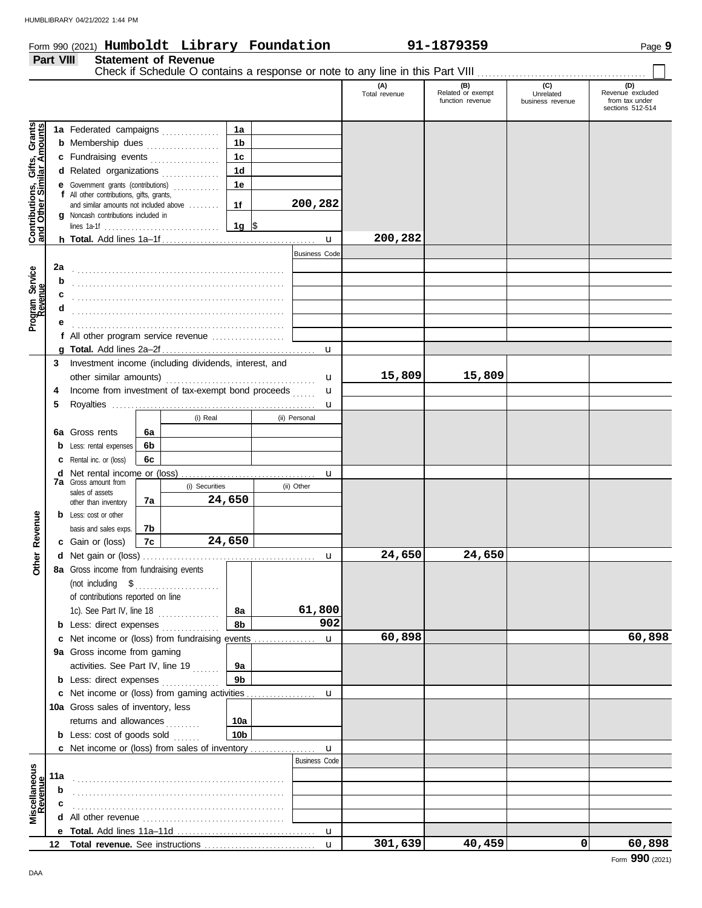Form 990 (2021) **Humboldt Library Foundation** **91-1879359** Page **9**

**Part VIII** **Statement of Revenue**

Check if Schedule O contains a response or note to any line in this Part VIII . . . . . . . . . . . . . . . . . . . . . . . . . . . . . ☐

| | | | | (A) Total revenue | (B) Related or exempt function revenue | (C) Unrelated business revenue | (D) Revenue excluded from tax under sections 512-514 |
|---|---|---|---|---|---|---|---|
| **Contributions, Gifts, Grants and Other Similar Amounts** | 1a Federated campaigns | 1a | | | | | |
| | b Membership dues | 1b | | | | | |
| | c Fundraising events | 1c | | | | | |
| | d Related organizations | 1d | | | | | |
| | e Government grants (contributions) | 1e | | | | | |
| | f All other contributions, gifts, grants, and similar amounts not included above | 1f | 200,282 | | | | |
| | g Noncash contributions included in lines 1a-1f | 1g | $ | | | | |
| | h **Total.** Add lines 1a–1f | | u | 200,282 | | | |
| **Program Service Revenue** | | | Business Code | | | | |
| | 2a | | | | | | |
| | b | | | | | | |
| | c | | | | | | |
| | d | | | | | | |
| | e | | | | | | |
| | f All other program service revenue | | | | | | |
| | g **Total.** Add lines 2a–2f | | u | | | | |
| **Other Revenue** | 3 Investment income (including dividends, interest, and other similar amounts) | | u | 15,809 | 15,809 | | |
| | 4 Income from investment of tax-exempt bond proceeds | | u | | | | |
| | 5 Royalties | | u | | | | |
| | | (i) Real | (ii) Personal | | | | |
| | 6a Gross rents (6a) | | | | | | |
| | b Less: rental expenses (6b) | | | | | | |
| | c Rental inc. or (loss) (6c) | | | | | | |
| | d Net rental income or (loss) | | u | | | | |
| | | (i) Securities | (ii) Other | | | | |
| | 7a Gross amount from sales of assets other than inventory (7a) | 24,650 | | | | | |
| | b Less: cost or other basis and sales exps. (7b) | | | | | | |
| | c Gain or (loss) (7c) | 24,650 | | | | | |
| | d Net gain or (loss) | | u | 24,650 | 24,650 | | |
| | 8a Gross income from fundraising events (not including $ ..... of contributions reported on line 1c). See Part IV, line 18 | 8a | 61,800 | | | | |
| | b Less: direct expenses | 8b | 902 | | | | |
| | c Net income or (loss) from fundraising events | | u | 60,898 | | | 60,898 |
| | 9a Gross income from gaming activities. See Part IV, line 19 | 9a | | | | | |
| | b Less: direct expenses | 9b | | | | | |
| | c Net income or (loss) from gaming activities | | u | | | | |
| | 10a Gross sales of inventory, less returns and allowances | 10a | | | | | |
| | b Less: cost of goods sold | 10b | | | | | |
| | c Net income or (loss) from sales of inventory | | u | | | | |
| **Miscellaneous Revenue** | | | Business Code | | | | |
| | 11a | | | | | | |
| | b | | | | | | |
| | c | | | | | | |
| | d All other revenue | | | | | | |
| | e **Total.** Add lines 11a–11d | | u | | | | |
| | 12 **Total revenue.** See instructions | | u | 301,639 | 40,459 | 0 | 60,898 |

Form **990** (2021)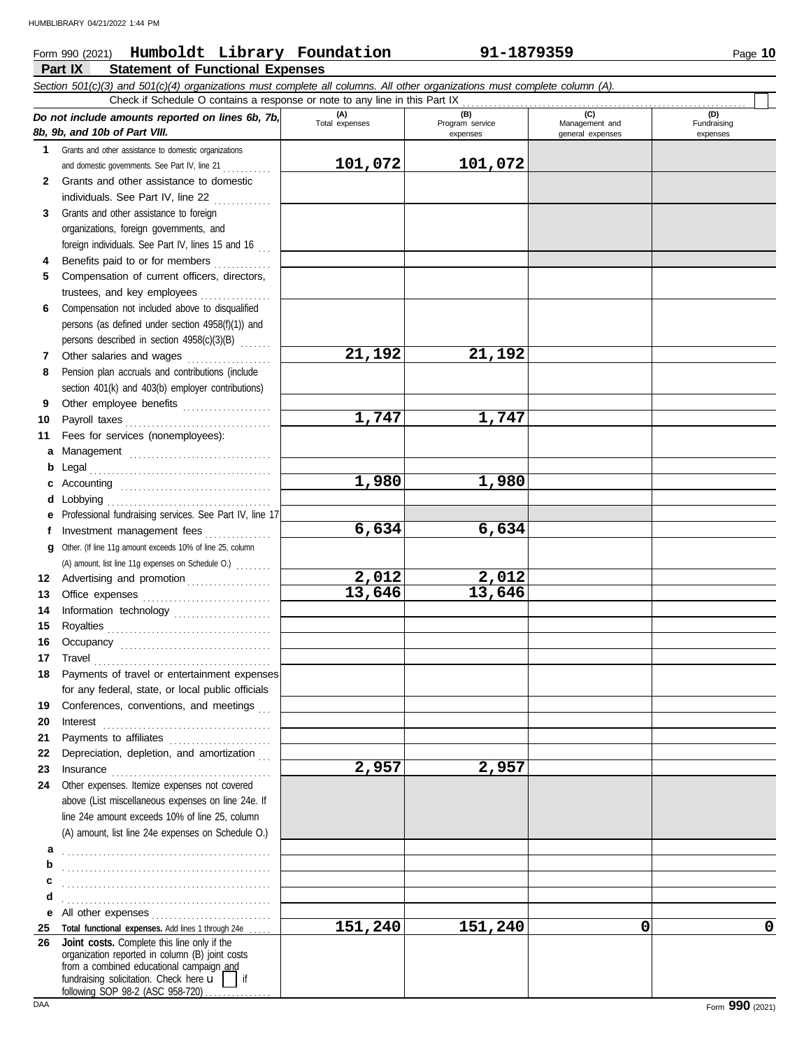Form 990 (2021) **Humboldt Library Foundation** **91-1879359**

## Part IX Statement of Functional Expenses

*Section 501(c)(3) and 501(c)(4) organizations must complete all columns. All other organizations must complete column (A).*

Check if Schedule O contains a response or note to any line in this Part IX ☐

| *Do not include amounts reported on lines 6b, 7b, 8b, 9b, and 10b of Part VIII.* | (A) Total expenses | (B) Program service expenses | (C) Management and general expenses | (D) Fundraising expenses |
|---|---|---|---|---|
| **1** Grants and other assistance to domestic organizations and domestic governments. See Part IV, line 21 | 101,072 | 101,072 | | |
| **2** Grants and other assistance to domestic individuals. See Part IV, line 22 | | | | |
| **3** Grants and other assistance to foreign organizations, foreign governments, and foreign individuals. See Part IV, lines 15 and 16 | | | | |
| **4** Benefits paid to or for members | | | | |
| **5** Compensation of current officers, directors, trustees, and key employees | | | | |
| **6** Compensation not included above to disqualified persons (as defined under section 4958(f)(1)) and persons described in section 4958(c)(3)(B) | | | | |
| **7** Other salaries and wages | 21,192 | 21,192 | | |
| **8** Pension plan accruals and contributions (include section 401(k) and 403(b) employer contributions) | | | | |
| **9** Other employee benefits | | | | |
| **10** Payroll taxes | 1,747 | 1,747 | | |
| **11** Fees for services (nonemployees): | | | | |
| **a** Management | | | | |
| **b** Legal | | | | |
| **c** Accounting | 1,980 | 1,980 | | |
| **d** Lobbying | | | | |
| **e** Professional fundraising services. See Part IV, line 17 | | | | |
| **f** Investment management fees | 6,634 | 6,634 | | |
| **g** Other. (If line 11g amount exceeds 10% of line 25, column (A) amount, list line 11g expenses on Schedule O.) | | | | |
| **12** Advertising and promotion | 2,012 | 2,012 | | |
| **13** Office expenses | 13,646 | 13,646 | | |
| **14** Information technology | | | | |
| **15** Royalties | | | | |
| **16** Occupancy | | | | |
| **17** Travel | | | | |
| **18** Payments of travel or entertainment expenses for any federal, state, or local public officials | | | | |
| **19** Conferences, conventions, and meetings | | | | |
| **20** Interest | | | | |
| **21** Payments to affiliates | | | | |
| **22** Depreciation, depletion, and amortization | | | | |
| **23** Insurance | 2,957 | 2,957 | | |
| **24** Other expenses. Itemize expenses not covered above (List miscellaneous expenses on line 24e. If line 24e amount exceeds 10% of line 25, column (A) amount, list line 24e expenses on Schedule O.) | | | | |
| **a** | | | | |
| **b** | | | | |
| **c** | | | | |
| **d** | | | | |
| **e** All other expenses | | | | |
| **25** **Total functional expenses.** Add lines 1 through 24e | 151,240 | 151,240 | 0 | 0 |
| **26** **Joint costs.** Complete this line only if the organization reported in column (B) joint costs from a combined educational campaign and fundraising solicitation. Check here ☐ if following SOP 98-2 (ASC 958-720) | | | | |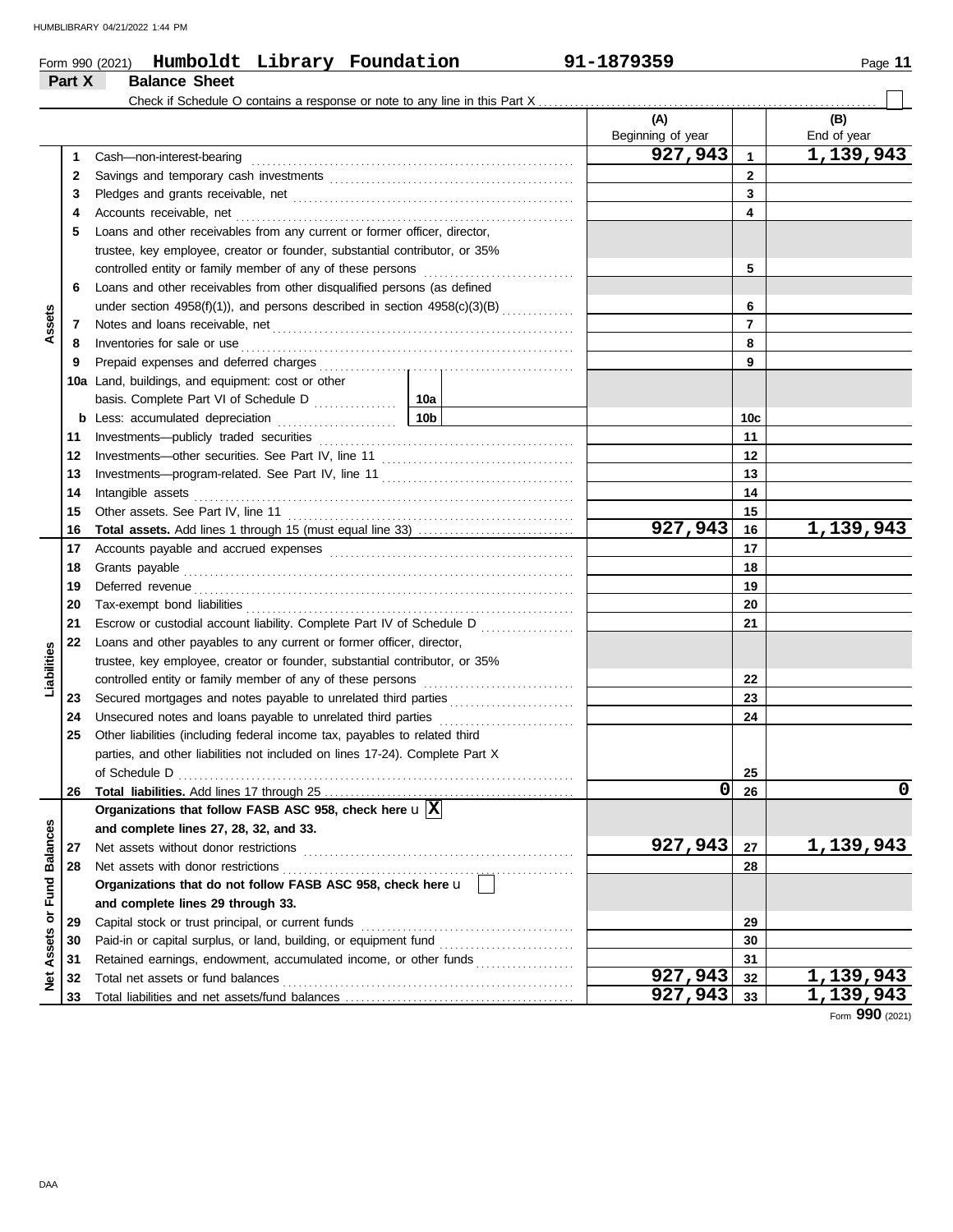Form 990 (2021) **Humboldt Library Foundation** **91-1879359**

## Part X Balance Sheet

Check if Schedule O contains a response or note to any line in this Part X ☐

| | | Description | (A) Beginning of year | | (B) End of year |
|---|---|---|---|---|---|
| Assets | 1 | Cash—non-interest-bearing | 927,943 | 1 | 1,139,943 |
| | 2 | Savings and temporary cash investments | | 2 | |
| | 3 | Pledges and grants receivable, net | | 3 | |
| | 4 | Accounts receivable, net | | 4 | |
| | 5 | Loans and other receivables from any current or former officer, director, trustee, key employee, creator or founder, substantial contributor, or 35% controlled entity or family member of any of these persons | | 5 | |
| | 6 | Loans and other receivables from other disqualified persons (as defined under section 4958(f)(1)), and persons described in section 4958(c)(3)(B) | | 6 | |
| | 7 | Notes and loans receivable, net | | 7 | |
| | 8 | Inventories for sale or use | | 8 | |
| | 9 | Prepaid expenses and deferred charges | | 9 | |
| | 10a | Land, buildings, and equipment: cost or other basis. Complete Part VI of Schedule D (10a) | | | |
| | b | Less: accumulated depreciation (10b) | | 10c | |
| | 11 | Investments—publicly traded securities | | 11 | |
| | 12 | Investments—other securities. See Part IV, line 11 | | 12 | |
| | 13 | Investments—program-related. See Part IV, line 11 | | 13 | |
| | 14 | Intangible assets | | 14 | |
| | 15 | Other assets. See Part IV, line 11 | | 15 | |
| | 16 | **Total assets.** Add lines 1 through 15 (must equal line 33) | 927,943 | 16 | 1,139,943 |
| Liabilities | 17 | Accounts payable and accrued expenses | | 17 | |
| | 18 | Grants payable | | 18 | |
| | 19 | Deferred revenue | | 19 | |
| | 20 | Tax-exempt bond liabilities | | 20 | |
| | 21 | Escrow or custodial account liability. Complete Part IV of Schedule D | | 21 | |
| | 22 | Loans and other payables to any current or former officer, director, trustee, key employee, creator or founder, substantial contributor, or 35% controlled entity or family member of any of these persons | | 22 | |
| | 23 | Secured mortgages and notes payable to unrelated third parties | | 23 | |
| | 24 | Unsecured notes and loans payable to unrelated third parties | | 24 | |
| | 25 | Other liabilities (including federal income tax, payables to related third parties, and other liabilities not included on lines 17-24). Complete Part X of Schedule D | | 25 | |
| | 26 | **Total liabilities.** Add lines 17 through 25 | 0 | 26 | 0 |
| Net Assets or Fund Balances | | **Organizations that follow FASB ASC 958, check here** ☒ **and complete lines 27, 28, 32, and 33.** | | | |
| | 27 | Net assets without donor restrictions | 927,943 | 27 | 1,139,943 |
| | 28 | Net assets with donor restrictions | | 28 | |
| | | **Organizations that do not follow FASB ASC 958, check here** ☐ **and complete lines 29 through 33.** | | | |
| | 29 | Capital stock or trust principal, or current funds | | 29 | |
| | 30 | Paid-in or capital surplus, or land, building, or equipment fund | | 30 | |
| | 31 | Retained earnings, endowment, accumulated income, or other funds | | 31 | |
| | 32 | Total net assets or fund balances | 927,943 | 32 | 1,139,943 |
| | 33 | Total liabilities and net assets/fund balances | 927,943 | 33 | 1,139,943 |

Form **990** (2021)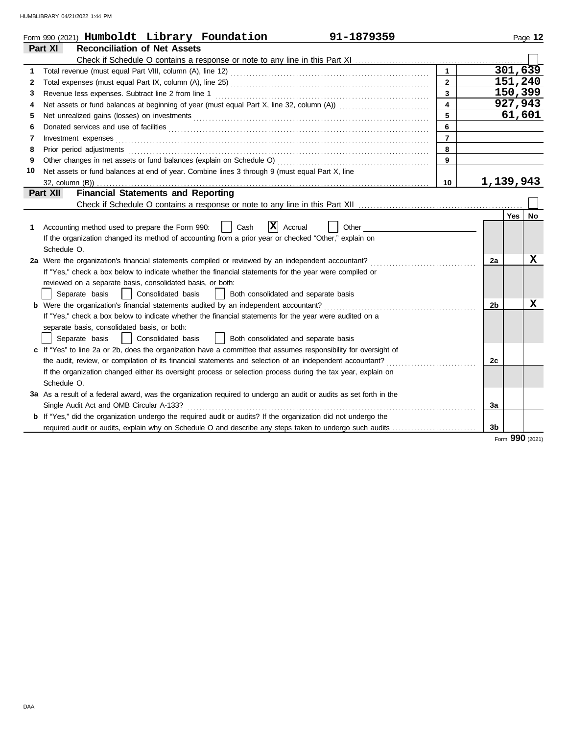Form 990 (2021) **Humboldt Library Foundation** **91-1879359**

## Part XI Reconciliation of Net Assets

Check if Schedule O contains a response or note to any line in this Part XI ☐

| | | | |
|---|---|---|---|
| 1 | Total revenue (must equal Part VIII, column (A), line 12) | 1 | 301,639 |
| 2 | Total expenses (must equal Part IX, column (A), line 25) | 2 | 151,240 |
| 3 | Revenue less expenses. Subtract line 2 from line 1 | 3 | 150,399 |
| 4 | Net assets or fund balances at beginning of year (must equal Part X, line 32, column (A)) | 4 | 927,943 |
| 5 | Net unrealized gains (losses) on investments | 5 | 61,601 |
| 6 | Donated services and use of facilities | 6 | |
| 7 | Investment expenses | 7 | |
| 8 | Prior period adjustments | 8 | |
| 9 | Other changes in net assets or fund balances (explain on Schedule O) | 9 | |
| 10 | Net assets or fund balances at end of year. Combine lines 3 through 9 (must equal Part X, line 32, column (B)) | 10 | 1,139,943 |

## Part XII Financial Statements and Reporting

Check if Schedule O contains a response or note to any line in this Part XII ☐

| | | | Yes | No |
|---|---|---|---|---|
| 1 | Accounting method used to prepare the Form 990: ☐ Cash ☒ Accrual ☐ Other<br>If the organization changed its method of accounting from a prior year or checked "Other," explain on Schedule O. | | | |
| 2a | Were the organization's financial statements compiled or reviewed by an independent accountant?<br>If "Yes," check a box below to indicate whether the financial statements for the year were compiled or reviewed on a separate basis, consolidated basis, or both:<br>☐ Separate basis ☐ Consolidated basis ☐ Both consolidated and separate basis | 2a | | X |
| b | Were the organization's financial statements audited by an independent accountant?<br>If "Yes," check a box below to indicate whether the financial statements for the year were audited on a separate basis, consolidated basis, or both:<br>☐ Separate basis ☐ Consolidated basis ☐ Both consolidated and separate basis | 2b | | X |
| c | If "Yes" to line 2a or 2b, does the organization have a committee that assumes responsibility for oversight of the audit, review, or compilation of its financial statements and selection of an independent accountant?<br>If the organization changed either its oversight process or selection process during the tax year, explain on Schedule O. | 2c | | |
| 3a | As a result of a federal award, was the organization required to undergo an audit or audits as set forth in the Single Audit Act and OMB Circular A-133? | 3a | | |
| b | If "Yes," did the organization undergo the required audit or audits? If the organization did not undergo the required audit or audits, explain why on Schedule O and describe any steps taken to undergo such audits | 3b | | |

Form **990** (2021)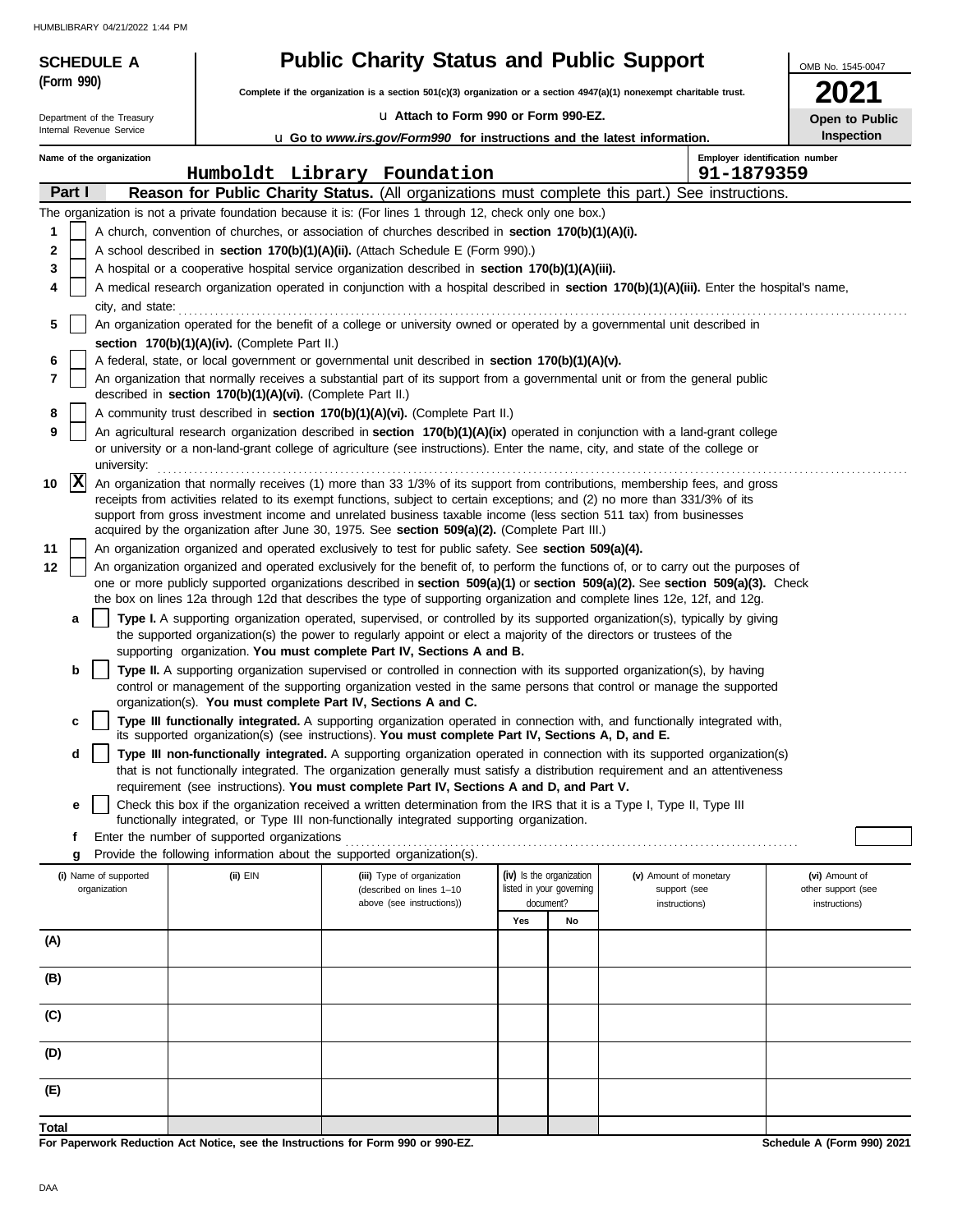HUMBLIBRARY 04/21/2022 1:44 PM

**SCHEDULE A (Form 990)**

Department of the Treasury
Internal Revenue Service

# Public Charity Status and Public Support

**Complete if the organization is a section 501(c)(3) organization or a section 4947(a)(1) nonexempt charitable trust.**

u **Attach to Form 990 or Form 990-EZ.**

u **Go to *www.irs.gov/Form990* for instructions and the latest information.**

OMB No. 1545-0047

**2021**

**Open to Public Inspection**

**Name of the organization:** Humboldt Library Foundation

**Employer identification number:** 91-1879359

**Part I** **Reason for Public Charity Status.** (All organizations must complete this part.) See instructions.

The organization is not a private foundation because it is: (For lines 1 through 12, check only one box.)

1 [ ] A church, convention of churches, or association of churches described in **section 170(b)(1)(A)(i).**

2 [ ] A school described in **section 170(b)(1)(A)(ii).** (Attach Schedule E (Form 990).)

3 [ ] A hospital or a cooperative hospital service organization described in **section 170(b)(1)(A)(iii).**

4 [ ] A medical research organization operated in conjunction with a hospital described in **section 170(b)(1)(A)(iii).** Enter the hospital's name, city, and state:

5 [ ] An organization operated for the benefit of a college or university owned or operated by a governmental unit described in **section 170(b)(1)(A)(iv).** (Complete Part II.)

6 [ ] A federal, state, or local government or governmental unit described in **section 170(b)(1)(A)(v).**

7 [ ] An organization that normally receives a substantial part of its support from a governmental unit or from the general public described in **section 170(b)(1)(A)(vi).** (Complete Part II.)

8 [ ] A community trust described in **section 170(b)(1)(A)(vi).** (Complete Part II.)

9 [ ] An agricultural research organization described in **section 170(b)(1)(A)(ix)** operated in conjunction with a land-grant college or university or a non-land-grant college of agriculture (see instructions). Enter the name, city, and state of the college or university:

10 [X] An organization that normally receives (1) more than 33 1/3% of its support from contributions, membership fees, and gross receipts from activities related to its exempt functions, subject to certain exceptions; and (2) no more than 331/3% of its support from gross investment income and unrelated business taxable income (less section 511 tax) from businesses acquired by the organization after June 30, 1975. See **section 509(a)(2).** (Complete Part III.)

11 [ ] An organization organized and operated exclusively to test for public safety. See **section 509(a)(4).**

12 [ ] An organization organized and operated exclusively for the benefit of, to perform the functions of, or to carry out the purposes of one or more publicly supported organizations described in **section 509(a)(1)** or **section 509(a)(2).** See **section 509(a)(3).** Check the box on lines 12a through 12d that describes the type of supporting organization and complete lines 12e, 12f, and 12g.

a [ ] **Type I.** A supporting organization operated, supervised, or controlled by its supported organization(s), typically by giving the supported organization(s) the power to regularly appoint or elect a majority of the directors or trustees of the supporting organization. **You must complete Part IV, Sections A and B.**

b [ ] **Type II.** A supporting organization supervised or controlled in connection with its supported organization(s), by having control or management of the supporting organization vested in the same persons that control or manage the supported organization(s). **You must complete Part IV, Sections A and C.**

c [ ] **Type III functionally integrated.** A supporting organization operated in connection with, and functionally integrated with, its supported organization(s) (see instructions). **You must complete Part IV, Sections A, D, and E.**

d [ ] **Type III non-functionally integrated.** A supporting organization operated in connection with its supported organization(s) that is not functionally integrated. The organization generally must satisfy a distribution requirement and an attentiveness requirement (see instructions). **You must complete Part IV, Sections A and D, and Part V.**

e [ ] Check this box if the organization received a written determination from the IRS that it is a Type I, Type II, Type III functionally integrated, or Type III non-functionally integrated supporting organization.

f Enter the number of supported organizations

g Provide the following information about the supported organization(s).

| (i) Name of supported organization | (ii) EIN | (iii) Type of organization (described on lines 1–10 above (see instructions)) | (iv) Is the organization listed in your governing document? Yes | No | (v) Amount of monetary support (see instructions) | (vi) Amount of other support (see instructions) |
|---|---|---|---|---|---|---|
| (A) | | | | | | |
| (B) | | | | | | |
| (C) | | | | | | |
| (D) | | | | | | |
| (E) | | | | | | |
| Total | | | | | | |

**For Paperwork Reduction Act Notice, see the Instructions for Form 990 or 990-EZ.**

**Schedule A (Form 990) 2021**

DAA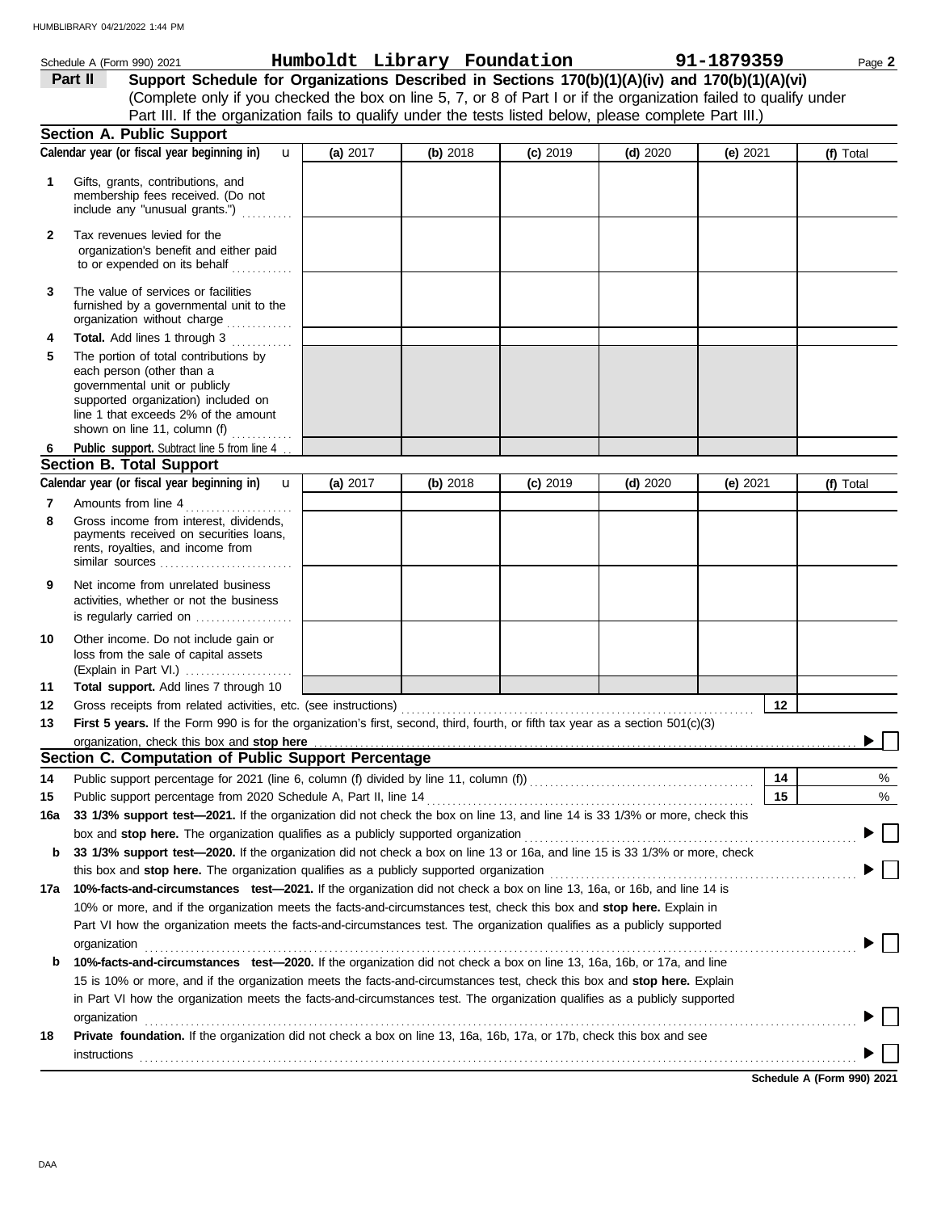Schedule A (Form 990) 2021 **Humboldt Library Foundation** **91-1879359**

## Part II Support Schedule for Organizations Described in Sections 170(b)(1)(A)(iv) and 170(b)(1)(A)(vi)

(Complete only if you checked the box on line 5, 7, or 8 of Part I or if the organization failed to qualify under Part III. If the organization fails to qualify under the tests listed below, please complete Part III.)

### Section A. Public Support

| Calendar year (or fiscal year beginning in) | (a) 2017 | (b) 2018 | (c) 2019 | (d) 2020 | (e) 2021 | (f) Total |
|---|---|---|---|---|---|---|
| 1 Gifts, grants, contributions, and membership fees received. (Do not include any "unusual grants.") | | | | | | |
| 2 Tax revenues levied for the organization's benefit and either paid to or expended on its behalf | | | | | | |
| 3 The value of services or facilities furnished by a governmental unit to the organization without charge | | | | | | |
| 4 **Total.** Add lines 1 through 3 | | | | | | |
| 5 The portion of total contributions by each person (other than a governmental unit or publicly supported organization) included on line 1 that exceeds 2% of the amount shown on line 11, column (f) | | | | | | |
| 6 **Public support.** Subtract line 5 from line 4 | | | | | | |

### Section B. Total Support

| Calendar year (or fiscal year beginning in) | (a) 2017 | (b) 2018 | (c) 2019 | (d) 2020 | (e) 2021 | (f) Total |
|---|---|---|---|---|---|---|
| 7 Amounts from line 4 | | | | | | |
| 8 Gross income from interest, dividends, payments received on securities loans, rents, royalties, and income from similar sources | | | | | | |
| 9 Net income from unrelated business activities, whether or not the business is regularly carried on | | | | | | |
| 10 Other income. Do not include gain or loss from the sale of capital assets (Explain in Part VI.) | | | | | | |
| 11 **Total support.** Add lines 7 through 10 | | | | | | |

12 Gross receipts from related activities, etc. (see instructions) | 12 |

13 **First 5 years.** If the Form 990 is for the organization's first, second, third, fourth, or fifth tax year as a section 501(c)(3) organization, check this box and **stop here** ☐

### Section C. Computation of Public Support Percentage

14 Public support percentage for 2021 (line 6, column (f) divided by line 11, column (f)) | 14 | %

15 Public support percentage from 2020 Schedule A, Part II, line 14 | 15 | %

16a **33 1/3% support test—2021.** If the organization did not check the box on line 13, and line 14 is 33 1/3% or more, check this box and **stop here.** The organization qualifies as a publicly supported organization ☐

b **33 1/3% support test—2020.** If the organization did not check a box on line 13 or 16a, and line 15 is 33 1/3% or more, check this box and **stop here.** The organization qualifies as a publicly supported organization ☐

17a **10%-facts-and-circumstances test—2021.** If the organization did not check a box on line 13, 16a, or 16b, and line 14 is 10% or more, and if the organization meets the facts-and-circumstances test, check this box and **stop here.** Explain in Part VI how the organization meets the facts-and-circumstances test. The organization qualifies as a publicly supported organization ☐

b **10%-facts-and-circumstances test—2020.** If the organization did not check a box on line 13, 16a, 16b, or 17a, and line 15 is 10% or more, and if the organization meets the facts-and-circumstances test, check this box and **stop here.** Explain in Part VI how the organization meets the facts-and-circumstances test. The organization qualifies as a publicly supported organization ☐

18 **Private foundation.** If the organization did not check a box on line 13, 16a, 16b, 17a, or 17b, check this box and see instructions ☐

**Schedule A (Form 990) 2021**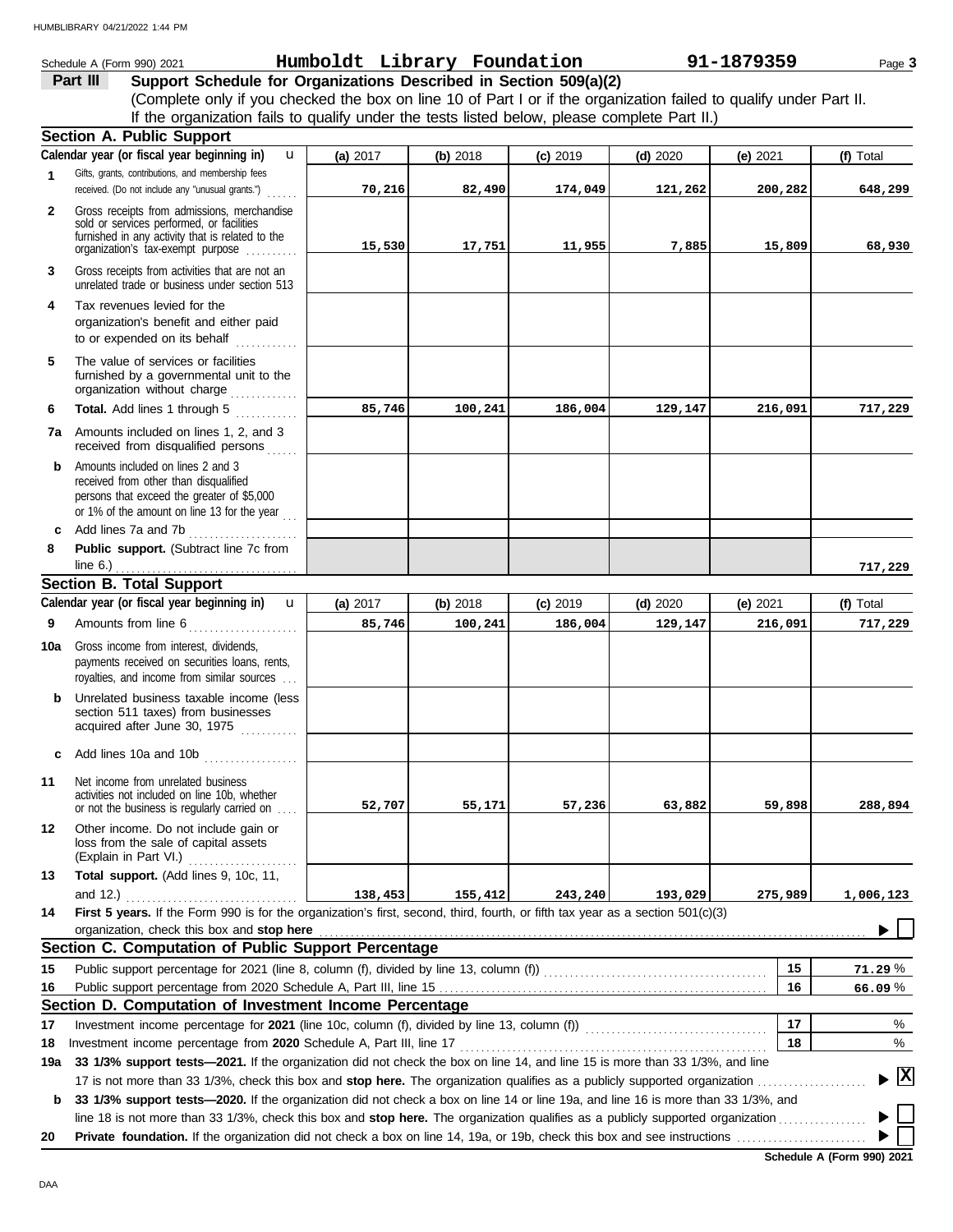Schedule A (Form 990) 2021 **Humboldt Library Foundation** **91-1879359** Page **3**

## Part III Support Schedule for Organizations Described in Section 509(a)(2)

(Complete only if you checked the box on line 10 of Part I or if the organization failed to qualify under Part II. If the organization fails to qualify under the tests listed below, please complete Part II.)

### Section A. Public Support

| | Calendar year (or fiscal year beginning in) | (a) 2017 | (b) 2018 | (c) 2019 | (d) 2020 | (e) 2021 | (f) Total |
|---|---|---|---|---|---|---|---|
| 1 | Gifts, grants, contributions, and membership fees received. (Do not include any "unusual grants.") | 70,216 | 82,490 | 174,049 | 121,262 | 200,282 | 648,299 |
| 2 | Gross receipts from admissions, merchandise sold or services performed, or facilities furnished in any activity that is related to the organization's tax-exempt purpose | 15,530 | 17,751 | 11,955 | 7,885 | 15,809 | 68,930 |
| 3 | Gross receipts from activities that are not an unrelated trade or business under section 513 | | | | | | |
| 4 | Tax revenues levied for the organization's benefit and either paid to or expended on its behalf | | | | | | |
| 5 | The value of services or facilities furnished by a governmental unit to the organization without charge | | | | | | |
| 6 | **Total.** Add lines 1 through 5 | 85,746 | 100,241 | 186,004 | 129,147 | 216,091 | 717,229 |
| 7a | Amounts included on lines 1, 2, and 3 received from disqualified persons | | | | | | |
| b | Amounts included on lines 2 and 3 received from other than disqualified persons that exceed the greater of $5,000 or 1% of the amount on line 13 for the year | | | | | | |
| c | Add lines 7a and 7b | | | | | | |
| 8 | **Public support.** (Subtract line 7c from line 6.) | | | | | | 717,229 |

### Section B. Total Support

| | Calendar year (or fiscal year beginning in) | (a) 2017 | (b) 2018 | (c) 2019 | (d) 2020 | (e) 2021 | (f) Total |
|---|---|---|---|---|---|---|---|
| 9 | Amounts from line 6 | 85,746 | 100,241 | 186,004 | 129,147 | 216,091 | 717,229 |
| 10a | Gross income from interest, dividends, payments received on securities loans, rents, royalties, and income from similar sources | | | | | | |
| b | Unrelated business taxable income (less section 511 taxes) from businesses acquired after June 30, 1975 | | | | | | |
| c | Add lines 10a and 10b | | | | | | |
| 11 | Net income from unrelated business activities not included on line 10b, whether or not the business is regularly carried on | 52,707 | 55,171 | 57,236 | 63,882 | 59,898 | 288,894 |
| 12 | Other income. Do not include gain or loss from the sale of capital assets (Explain in Part VI.) | | | | | | |
| 13 | **Total support.** (Add lines 9, 10c, 11, and 12.) | 138,453 | 155,412 | 243,240 | 193,029 | 275,989 | 1,006,123 |

**14** **First 5 years.** If the Form 990 is for the organization's first, second, third, fourth, or fifth tax year as a section 501(c)(3) organization, check this box and **stop here** ☐

### Section C. Computation of Public Support Percentage

| | | | |
|---|---|---|---|
| 15 | Public support percentage for 2021 (line 8, column (f), divided by line 13, column (f)) | 15 | 71.29 % |
| 16 | Public support percentage from 2020 Schedule A, Part III, line 15 | 16 | 66.09 % |

### Section D. Computation of Investment Income Percentage

| | | | |
|---|---|---|---|
| 17 | Investment income percentage for **2021** (line 10c, column (f), divided by line 13, column (f)) | 17 | % |
| 18 | Investment income percentage from **2020** Schedule A, Part III, line 17 | 18 | % |

**19a** **33 1/3% support tests—2021.** If the organization did not check the box on line 14, and line 15 is more than 33 1/3%, and line 17 is not more than 33 1/3%, check this box and **stop here.** The organization qualifies as a publicly supported organization ☒

**b** **33 1/3% support tests—2020.** If the organization did not check a box on line 14 or line 19a, and line 16 is more than 33 1/3%, and line 18 is not more than 33 1/3%, check this box and **stop here.** The organization qualifies as a publicly supported organization ☐

**20** **Private foundation.** If the organization did not check a box on line 14, 19a, or 19b, check this box and see instructions ☐

**Schedule A (Form 990) 2021**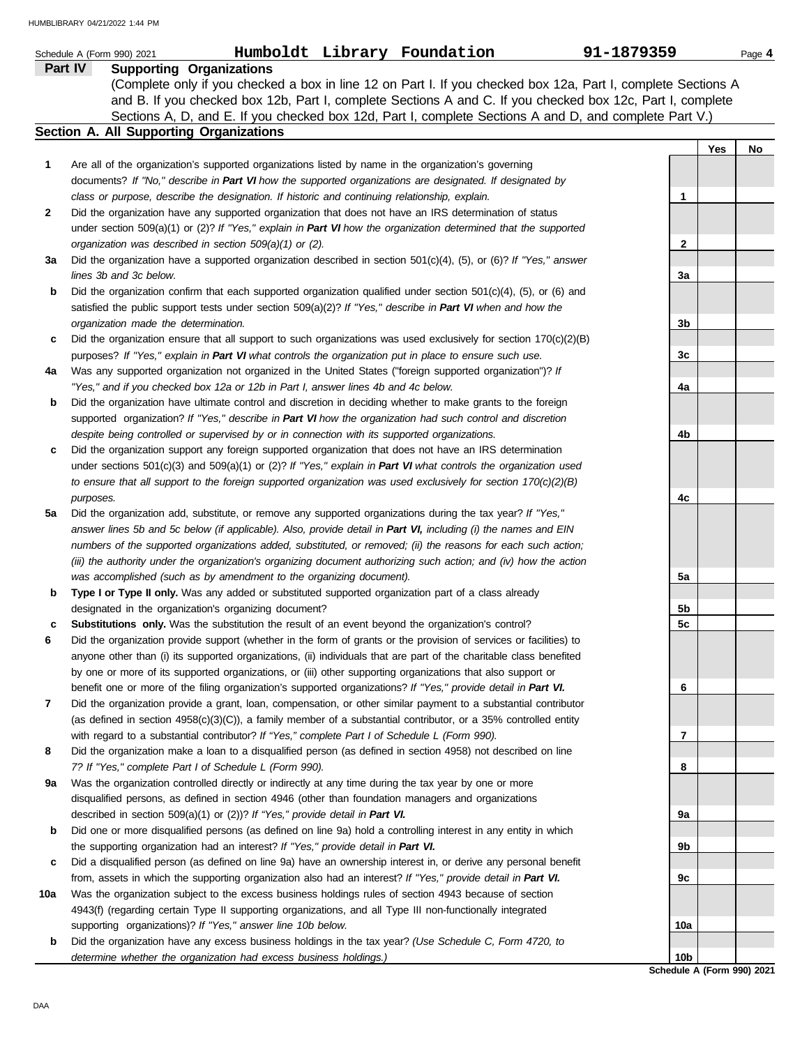Schedule A (Form 990) 2021 **Humboldt Library Foundation** **91-1879359**

**Part IV** **Supporting Organizations**

(Complete only if you checked a box in line 12 on Part I. If you checked box 12a, Part I, complete Sections A and B. If you checked box 12b, Part I, complete Sections A and C. If you checked box 12c, Part I, complete Sections A, D, and E. If you checked box 12d, Part I, complete Sections A and D, and complete Part V.)

### Section A. All Supporting Organizations

| | | | Yes | No |
|---|---|---|---|---|
| **1** | Are all of the organization's supported organizations listed by name in the organization's governing documents? *If "No," describe in **Part VI** how the supported organizations are designated. If designated by class or purpose, describe the designation. If historic and continuing relationship, explain.* | 1 | | |
| **2** | Did the organization have any supported organization that does not have an IRS determination of status under section 509(a)(1) or (2)? *If "Yes," explain in **Part VI** how the organization determined that the supported organization was described in section 509(a)(1) or (2).* | 2 | | |
| **3a** | Did the organization have a supported organization described in section 501(c)(4), (5), or (6)? *If "Yes," answer lines 3b and 3c below.* | 3a | | |
| **b** | Did the organization confirm that each supported organization qualified under section 501(c)(4), (5), or (6) and satisfied the public support tests under section 509(a)(2)? *If "Yes," describe in **Part VI** when and how the organization made the determination.* | 3b | | |
| **c** | Did the organization ensure that all support to such organizations was used exclusively for section 170(c)(2)(B) purposes? *If "Yes," explain in **Part VI** what controls the organization put in place to ensure such use.* | 3c | | |
| **4a** | Was any supported organization not organized in the United States ("foreign supported organization")? *If "Yes," and if you checked box 12a or 12b in Part I, answer lines 4b and 4c below.* | 4a | | |
| **b** | Did the organization have ultimate control and discretion in deciding whether to make grants to the foreign supported organization? *If "Yes," describe in **Part VI** how the organization had such control and discretion despite being controlled or supervised by or in connection with its supported organizations.* | 4b | | |
| **c** | Did the organization support any foreign supported organization that does not have an IRS determination under sections 501(c)(3) and 509(a)(1) or (2)? *If "Yes," explain in **Part VI** what controls the organization used to ensure that all support to the foreign supported organization was used exclusively for section 170(c)(2)(B) purposes.* | 4c | | |
| **5a** | Did the organization add, substitute, or remove any supported organizations during the tax year? *If "Yes," answer lines 5b and 5c below (if applicable). Also, provide detail in **Part VI,** including (i) the names and EIN numbers of the supported organizations added, substituted, or removed; (ii) the reasons for each such action; (iii) the authority under the organization's organizing document authorizing such action; and (iv) how the action was accomplished (such as by amendment to the organizing document).* | 5a | | |
| **b** | **Type I or Type II only.** Was any added or substituted supported organization part of a class already designated in the organization's organizing document? | 5b | | |
| **c** | **Substitutions only.** Was the substitution the result of an event beyond the organization's control? | 5c | | |
| **6** | Did the organization provide support (whether in the form of grants or the provision of services or facilities) to anyone other than (i) its supported organizations, (ii) individuals that are part of the charitable class benefited by one or more of its supported organizations, or (iii) other supporting organizations that also support or benefit one or more of the filing organization's supported organizations? *If "Yes," provide detail in **Part VI.*** | 6 | | |
| **7** | Did the organization provide a grant, loan, compensation, or other similar payment to a substantial contributor (as defined in section 4958(c)(3)(C)), a family member of a substantial contributor, or a 35% controlled entity with regard to a substantial contributor? *If "Yes," complete Part I of Schedule L (Form 990).* | 7 | | |
| **8** | Did the organization make a loan to a disqualified person (as defined in section 4958) not described on line 7? *If "Yes," complete Part I of Schedule L (Form 990).* | 8 | | |
| **9a** | Was the organization controlled directly or indirectly at any time during the tax year by one or more disqualified persons, as defined in section 4946 (other than foundation managers and organizations described in section 509(a)(1) or (2))? *If "Yes," provide detail in **Part VI.*** | 9a | | |
| **b** | Did one or more disqualified persons (as defined on line 9a) hold a controlling interest in any entity in which the supporting organization had an interest? *If "Yes," provide detail in **Part VI.*** | 9b | | |
| **c** | Did a disqualified person (as defined on line 9a) have an ownership interest in, or derive any personal benefit from, assets in which the supporting organization also had an interest? *If "Yes," provide detail in **Part VI.*** | 9c | | |
| **10a** | Was the organization subject to the excess business holdings rules of section 4943 because of section 4943(f) (regarding certain Type II supporting organizations, and all Type III non-functionally integrated supporting organizations)? *If "Yes," answer line 10b below.* | 10a | | |
| **b** | Did the organization have any excess business holdings in the tax year? *(Use Schedule C, Form 4720, to determine whether the organization had excess business holdings.)* | 10b | | |

**Schedule A (Form 990) 2021**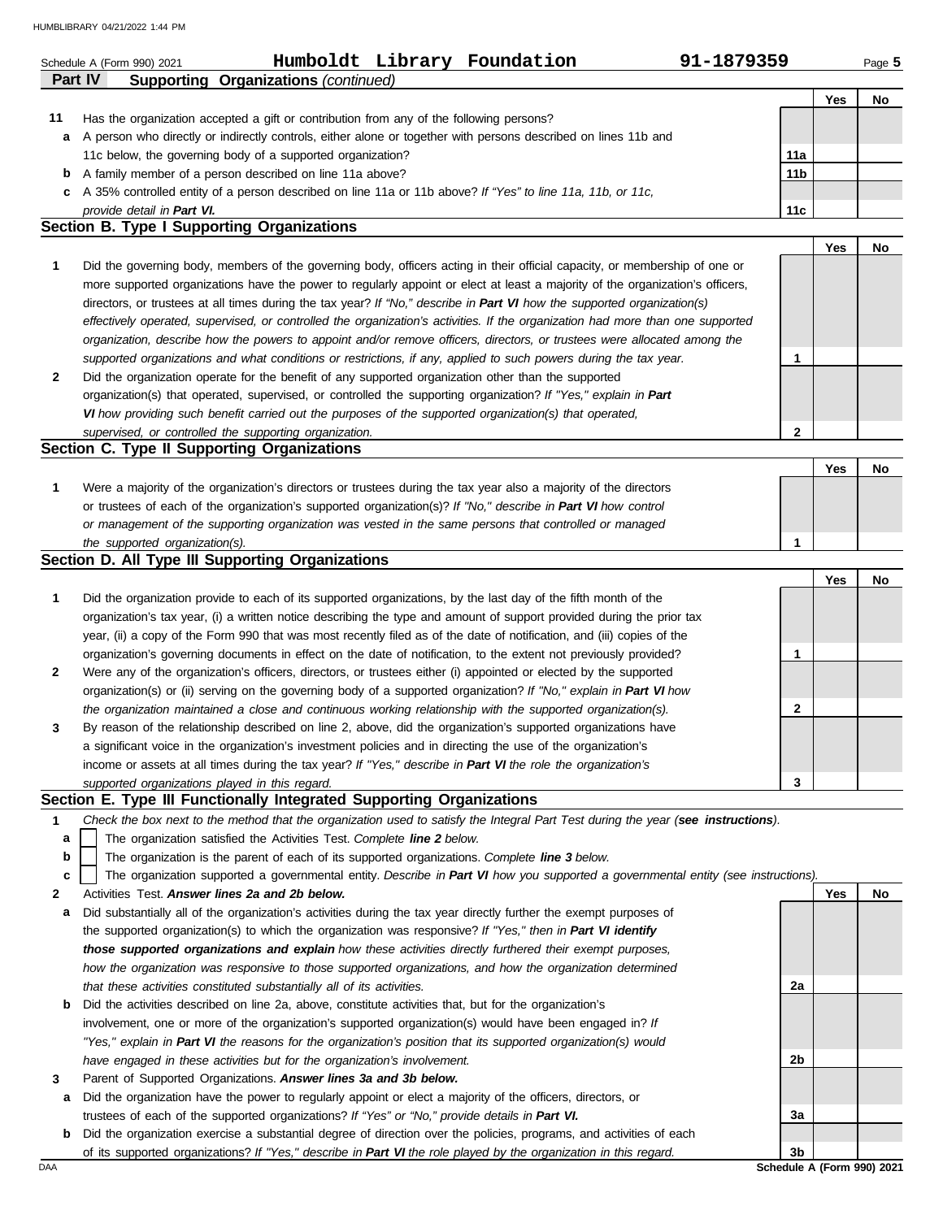Schedule A (Form 990) 2021 **Humboldt Library Foundation** **91-1879359**

## Part IV Supporting Organizations *(continued)*

| | | | Yes | No |
|---|---|---|---|---|
| **11** | Has the organization accepted a gift or contribution from any of the following persons? | | | |
| **a** | A person who directly or indirectly controls, either alone or together with persons described on lines 11b and 11c below, the governing body of a supported organization? | 11a | | |
| **b** | A family member of a person described on line 11a above? | 11b | | |
| **c** | A 35% controlled entity of a person described on line 11a or 11b above? *If "Yes" to line 11a, 11b, or 11c, provide detail in **Part VI**.* | 11c | | |

### Section B. Type I Supporting Organizations

| | | | Yes | No |
|---|---|---|---|---|
| **1** | Did the governing body, members of the governing body, officers acting in their official capacity, or membership of one or more supported organizations have the power to regularly appoint or elect at least a majority of the organization's officers, directors, or trustees at all times during the tax year? *If "No," describe in **Part VI** how the supported organization(s) effectively operated, supervised, or controlled the organization's activities. If the organization had more than one supported organization, describe how the powers to appoint and/or remove officers, directors, or trustees were allocated among the supported organizations and what conditions or restrictions, if any, applied to such powers during the tax year.* | 1 | | |
| **2** | Did the organization operate for the benefit of any supported organization other than the supported organization(s) that operated, supervised, or controlled the supporting organization? *If "Yes," explain in **Part VI** how providing such benefit carried out the purposes of the supported organization(s) that operated, supervised, or controlled the supporting organization.* | 2 | | |

### Section C. Type II Supporting Organizations

| | | | Yes | No |
|---|---|---|---|---|
| **1** | Were a majority of the organization's directors or trustees during the tax year also a majority of the directors or trustees of each of the organization's supported organization(s)? *If "No," describe in **Part VI** how control or management of the supporting organization was vested in the same persons that controlled or managed the supported organization(s).* | 1 | | |

### Section D. All Type III Supporting Organizations

| | | | Yes | No |
|---|---|---|---|---|
| **1** | Did the organization provide to each of its supported organizations, by the last day of the fifth month of the organization's tax year, (i) a written notice describing the type and amount of support provided during the prior tax year, (ii) a copy of the Form 990 that was most recently filed as of the date of notification, and (iii) copies of the organization's governing documents in effect on the date of notification, to the extent not previously provided? | 1 | | |
| **2** | Were any of the organization's officers, directors, or trustees either (i) appointed or elected by the supported organization(s) or (ii) serving on the governing body of a supported organization? *If "No," explain in **Part VI** how the organization maintained a close and continuous working relationship with the supported organization(s).* | 2 | | |
| **3** | By reason of the relationship described on line 2, above, did the organization's supported organizations have a significant voice in the organization's investment policies and in directing the use of the organization's income or assets at all times during the tax year? *If "Yes," describe in **Part VI** the role the organization's supported organizations played in this regard.* | 3 | | |

### Section E. Type III Functionally Integrated Supporting Organizations

**1** *Check the box next to the method that the organization used to satisfy the Integral Part Test during the year (**see instructions**).*

- **a** ☐ The organization satisfied the Activities Test. *Complete **line 2** below.*
- **b** ☐ The organization is the parent of each of its supported organizations. *Complete **line 3** below.*
- **c** ☐ The organization supported a governmental entity. *Describe in **Part VI** how you supported a governmental entity (see instructions).*

| | | | Yes | No |
|---|---|---|---|---|
| **2** | Activities Test. ***Answer lines 2a and 2b below.*** | | | |
| **a** | Did substantially all of the organization's activities during the tax year directly further the exempt purposes of the supported organization(s) to which the organization was responsive? *If "Yes," then in **Part VI identify those supported organizations and explain** how these activities directly furthered their exempt purposes, how the organization was responsive to those supported organizations, and how the organization determined that these activities constituted substantially all of its activities.* | 2a | | |
| **b** | Did the activities described on line 2a, above, constitute activities that, but for the organization's involvement, one or more of the organization's supported organization(s) would have been engaged in? *If "Yes," explain in **Part VI** the reasons for the organization's position that its supported organization(s) would have engaged in these activities but for the organization's involvement.* | 2b | | |
| **3** | Parent of Supported Organizations. ***Answer lines 3a and 3b below.*** | | | |
| **a** | Did the organization have the power to regularly appoint or elect a majority of the officers, directors, or trustees of each of the supported organizations? *If "Yes" or "No," provide details in **Part VI**.* | 3a | | |
| **b** | Did the organization exercise a substantial degree of direction over the policies, programs, and activities of each of its supported organizations? *If "Yes," describe in **Part VI** the role played by the organization in this regard.* | 3b | | |

**Schedule A (Form 990) 2021**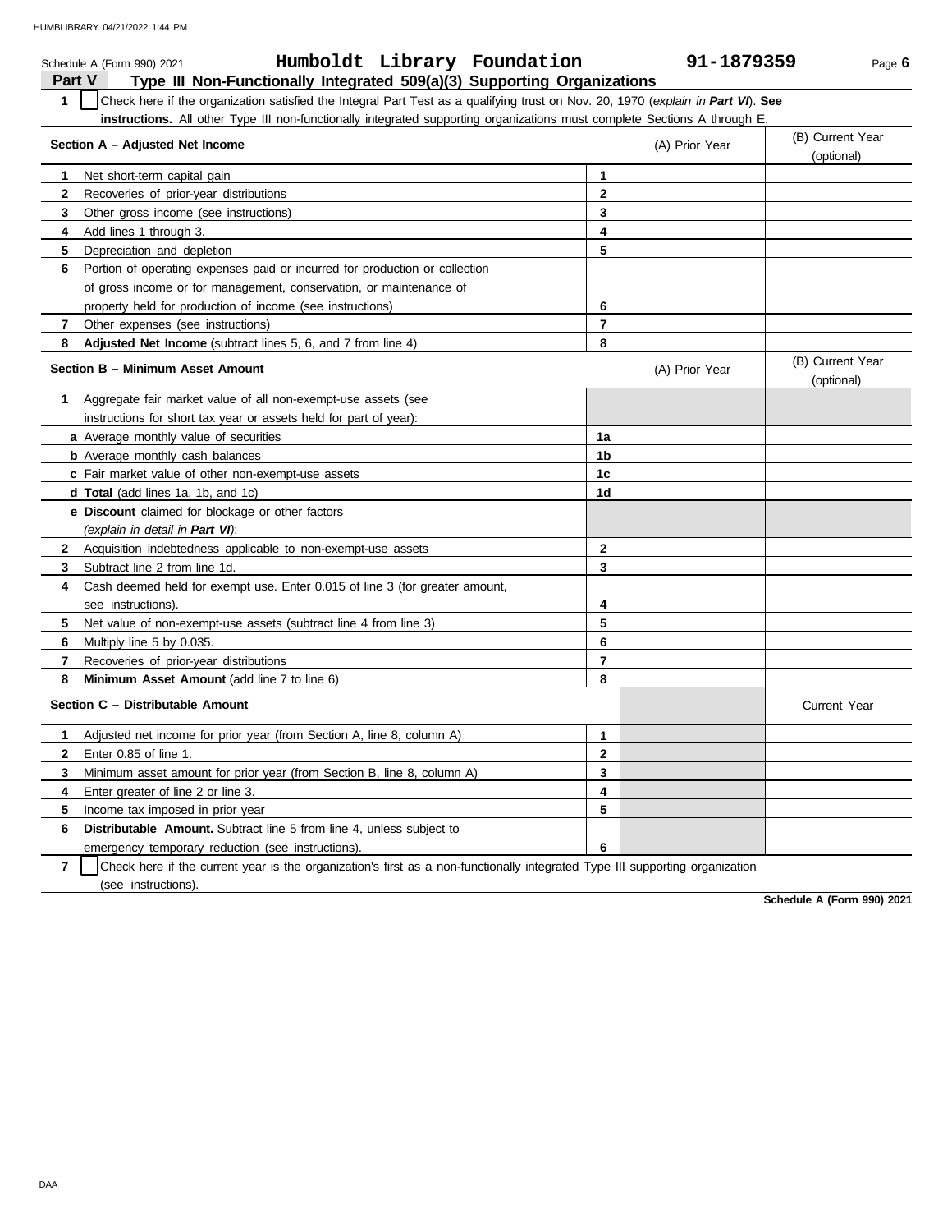Schedule A (Form 990) 2021 **Humboldt Library Foundation** **91-1879359**

## Part V Type III Non-Functionally Integrated 509(a)(3) Supporting Organizations

**1** ☐ Check here if the organization satisfied the Integral Part Test as a qualifying trust on Nov. 20, 1970 (*explain in* ***Part VI***). **See instructions.** All other Type III non-functionally integrated supporting organizations must complete Sections A through E.

| **Section A – Adjusted Net Income** | | (A) Prior Year | (B) Current Year (optional) |
|---|---|---|---|
| **1** Net short-term capital gain | **1** | | |
| **2** Recoveries of prior-year distributions | **2** | | |
| **3** Other gross income (see instructions) | **3** | | |
| **4** Add lines 1 through 3. | **4** | | |
| **5** Depreciation and depletion | **5** | | |
| **6** Portion of operating expenses paid or incurred for production or collection of gross income or for management, conservation, or maintenance of property held for production of income (see instructions) | **6** | | |
| **7** Other expenses (see instructions) | **7** | | |
| **8** **Adjusted Net Income** (subtract lines 5, 6, and 7 from line 4) | **8** | | |

| **Section B – Minimum Asset Amount** | | (A) Prior Year | (B) Current Year (optional) |
|---|---|---|---|
| **1** Aggregate fair market value of all non-exempt-use assets (see instructions for short tax year or assets held for part of year): | | | |
| **a** Average monthly value of securities | **1a** | | |
| **b** Average monthly cash balances | **1b** | | |
| **c** Fair market value of other non-exempt-use assets | **1c** | | |
| **d** **Total** (add lines 1a, 1b, and 1c) | **1d** | | |
| **e** **Discount** claimed for blockage or other factors (*explain in detail in* ***Part VI***): | | | |
| **2** Acquisition indebtedness applicable to non-exempt-use assets | **2** | | |
| **3** Subtract line 2 from line 1d. | **3** | | |
| **4** Cash deemed held for exempt use. Enter 0.015 of line 3 (for greater amount, see instructions). | **4** | | |
| **5** Net value of non-exempt-use assets (subtract line 4 from line 3) | **5** | | |
| **6** Multiply line 5 by 0.035. | **6** | | |
| **7** Recoveries of prior-year distributions | **7** | | |
| **8** **Minimum Asset Amount** (add line 7 to line 6) | **8** | | |

| **Section C – Distributable Amount** | | | Current Year |
|---|---|---|---|
| **1** Adjusted net income for prior year (from Section A, line 8, column A) | **1** | | |
| **2** Enter 0.85 of line 1. | **2** | | |
| **3** Minimum asset amount for prior year (from Section B, line 8, column A) | **3** | | |
| **4** Enter greater of line 2 or line 3. | **4** | | |
| **5** Income tax imposed in prior year | **5** | | |
| **6** **Distributable Amount.** Subtract line 5 from line 4, unless subject to emergency temporary reduction (see instructions). | **6** | | |

**7** ☐ Check here if the current year is the organization's first as a non-functionally integrated Type III supporting organization (see instructions).

**Schedule A (Form 990) 2021**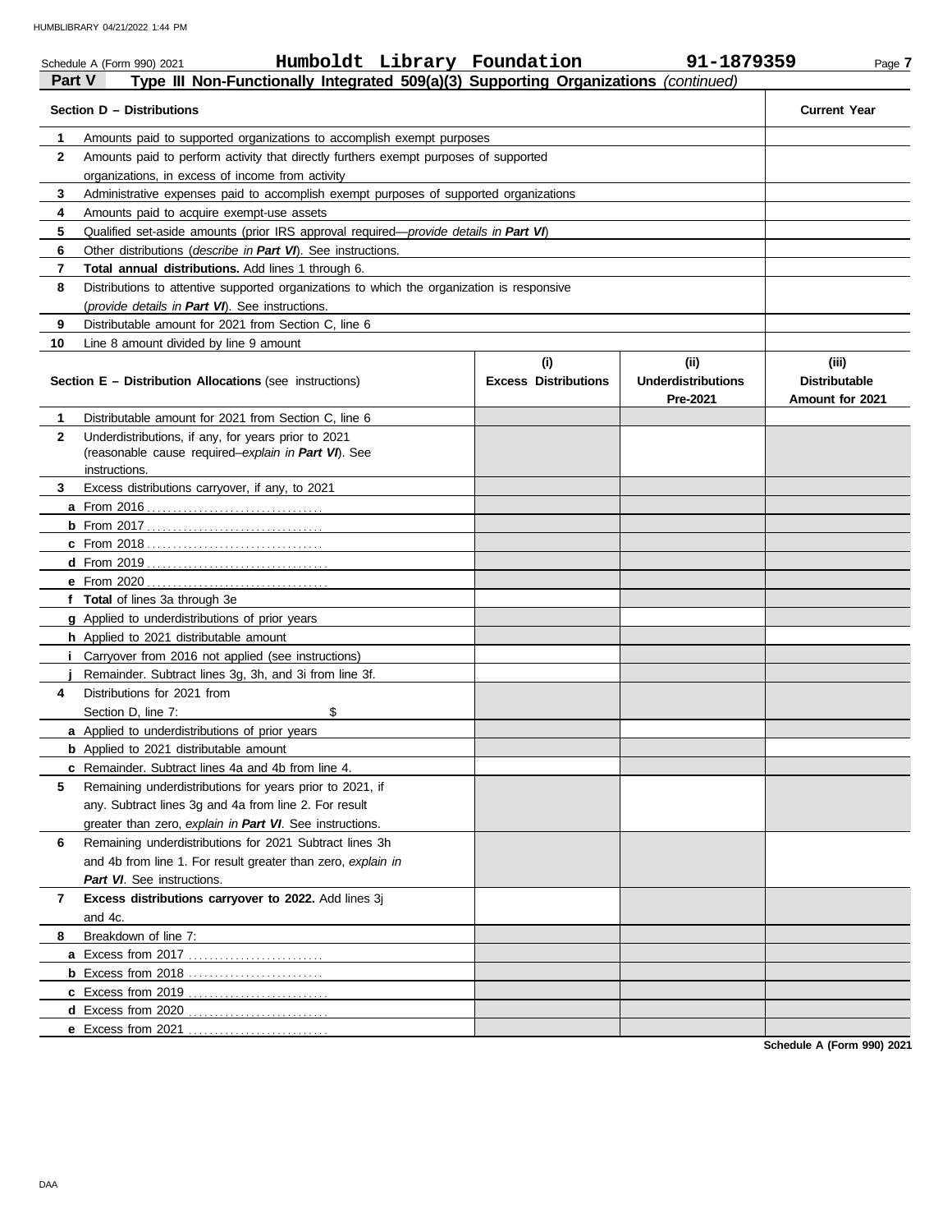Schedule A (Form 990) 2021 **Humboldt Library Foundation** **91-1879359**

**Part V — Type III Non-Functionally Integrated 509(a)(3) Supporting Organizations** *(continued)*

| **Section D – Distributions** | | **Current Year** |
|---|---|---|
| **1** | Amounts paid to supported organizations to accomplish exempt purposes | |
| **2** | Amounts paid to perform activity that directly furthers exempt purposes of supported organizations, in excess of income from activity | |
| **3** | Administrative expenses paid to accomplish exempt purposes of supported organizations | |
| **4** | Amounts paid to acquire exempt-use assets | |
| **5** | Qualified set-aside amounts (prior IRS approval required—*provide details in* ***Part VI***) | |
| **6** | Other distributions (*describe in* ***Part VI***). See instructions. | |
| **7** | **Total annual distributions.** Add lines 1 through 6. | |
| **8** | Distributions to attentive supported organizations to which the organization is responsive (*provide details in* ***Part VI***). See instructions. | |
| **9** | Distributable amount for 2021 from Section C, line 6 | |
| **10** | Line 8 amount divided by line 9 amount | |

| **Section E – Distribution Allocations** (see instructions) | | **(i) Excess Distributions** | **(ii) Underdistributions Pre-2021** | **(iii) Distributable Amount for 2021** |
|---|---|---|---|---|
| **1** | Distributable amount for 2021 from Section C, line 6 | | | |
| **2** | Underdistributions, if any, for years prior to 2021 (reasonable cause required–*explain in* ***Part VI***). See instructions. | | | |
| **3** | Excess distributions carryover, if any, to 2021 | | | |
| **a** | From 2016 | | | |
| **b** | From 2017 | | | |
| **c** | From 2018 | | | |
| **d** | From 2019 | | | |
| **e** | From 2020 | | | |
| **f** | **Total** of lines 3a through 3e | | | |
| **g** | Applied to underdistributions of prior years | | | |
| **h** | Applied to 2021 distributable amount | | | |
| **i** | Carryover from 2016 not applied (see instructions) | | | |
| **j** | Remainder. Subtract lines 3g, 3h, and 3i from line 3f. | | | |
| **4** | Distributions for 2021 from Section D, line 7: $ | | | |
| **a** | Applied to underdistributions of prior years | | | |
| **b** | Applied to 2021 distributable amount | | | |
| **c** | Remainder. Subtract lines 4a and 4b from line 4. | | | |
| **5** | Remaining underdistributions for years prior to 2021, if any. Subtract lines 3g and 4a from line 2. For result greater than zero, *explain in* ***Part VI***. See instructions. | | | |
| **6** | Remaining underdistributions for 2021 Subtract lines 3h and 4b from line 1. For result greater than zero, *explain in* ***Part VI***. See instructions. | | | |
| **7** | **Excess distributions carryover to 2022.** Add lines 3j and 4c. | | | |
| **8** | Breakdown of line 7: | | | |
| **a** | Excess from 2017 | | | |
| **b** | Excess from 2018 | | | |
| **c** | Excess from 2019 | | | |
| **d** | Excess from 2020 | | | |
| **e** | Excess from 2021 | | | |

**Schedule A (Form 990) 2021**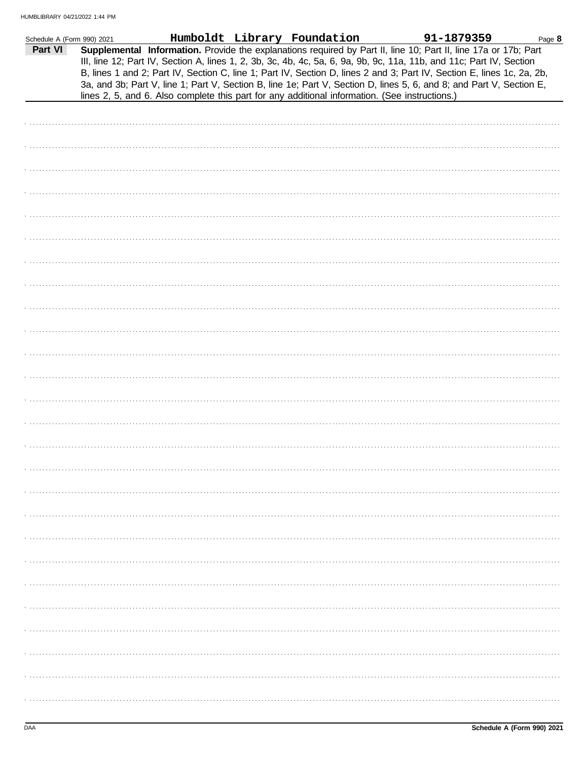Schedule A (Form 990) 2021 **Humboldt Library Foundation** **91-1879359** Page **8**

**Part VI** **Supplemental Information.** Provide the explanations required by Part II, line 10; Part II, line 17a or 17b; Part III, line 12; Part IV, Section A, lines 1, 2, 3b, 3c, 4b, 4c, 5a, 6, 9a, 9b, 9c, 11a, 11b, and 11c; Part IV, Section B, lines 1 and 2; Part IV, Section C, line 1; Part IV, Section D, lines 2 and 3; Part IV, Section E, lines 1c, 2a, 2b, 3a, and 3b; Part V, line 1; Part V, Section B, line 1e; Part V, Section D, lines 5, 6, and 8; and Part V, Section E, lines 2, 5, and 6. Also complete this part for any additional information. (See instructions.)

DAA **Schedule A (Form 990) 2021**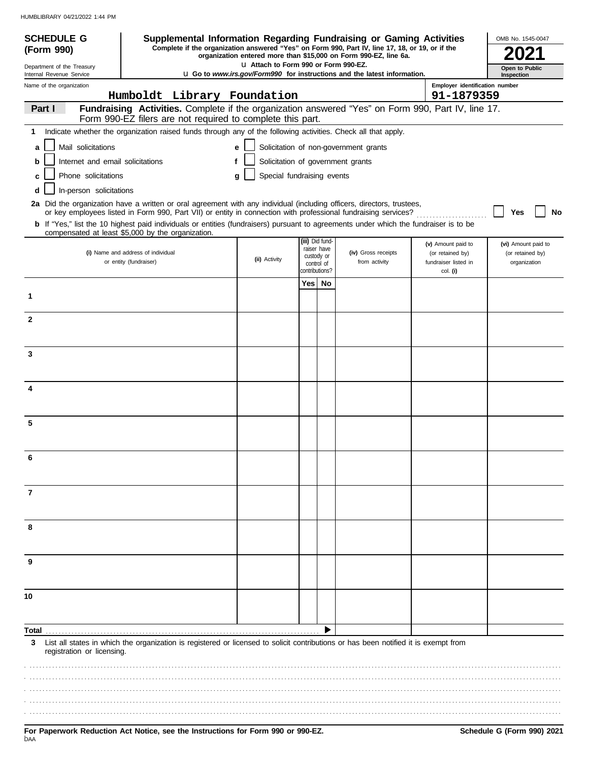HUMBLIBRARY 04/21/2022 1:44 PM

**SCHEDULE G (Form 990)**

Department of the Treasury
Internal Revenue Service

# Supplemental Information Regarding Fundraising or Gaming Activities

**Complete if the organization answered "Yes" on Form 990, Part IV, line 17, 18, or 19, or if the organization entered more than $15,000 on Form 990-EZ, line 6a.**

**u Attach to Form 990 or Form 990-EZ.**

**u Go to *www.irs.gov/Form990* for instructions and the latest information.**

OMB No. 1545-0047

**2021**

**Open to Public Inspection**

Name of the organization: **Humboldt Library Foundation**

Employer identification number: **91-1879359**

**Part I** **Fundraising Activities.** Complete if the organization answered "Yes" on Form 990, Part IV, line 17. Form 990-EZ filers are not required to complete this part.

**1** Indicate whether the organization raised funds through any of the following activities. Check all that apply.

- **a** ☐ Mail solicitations
- **b** ☐ Internet and email solicitations
- **c** ☐ Phone solicitations
- **d** ☐ In-person solicitations
- **e** ☐ Solicitation of non-government grants
- **f** ☐ Solicitation of government grants
- **g** ☐ Special fundraising events

**2a** Did the organization have a written or oral agreement with any individual (including officers, directors, trustees, or key employees listed in Form 990, Part VII) or entity in connection with professional fundraising services? ☐ **Yes** ☐ **No**

**b** If "Yes," list the 10 highest paid individuals or entities (fundraisers) pursuant to agreements under which the fundraiser is to be compensated at least $5,000 by the organization.

| | (i) Name and address of individual or entity (fundraiser) | (ii) Activity | (iii) Did fundraiser have custody or control of contributions? Yes | No | (iv) Gross receipts from activity | (v) Amount paid to (or retained by) fundraiser listed in col. (i) | (vi) Amount paid to (or retained by) organization |
|---|---|---|---|---|---|---|---|
| 1 | | | | | | | |
| 2 | | | | | | | |
| 3 | | | | | | | |
| 4 | | | | | | | |
| 5 | | | | | | | |
| 6 | | | | | | | |
| 7 | | | | | | | |
| 8 | | | | | | | |
| 9 | | | | | | | |
| 10 | | | | | | | |
| **Total** | | | | ▶ | | | |

**3** List all states in which the organization is registered or licensed to solicit contributions or has been notified it is exempt from registration or licensing.

**For Paperwork Reduction Act Notice, see the Instructions for Form 990 or 990-EZ.**

**Schedule G (Form 990) 2021**

DAA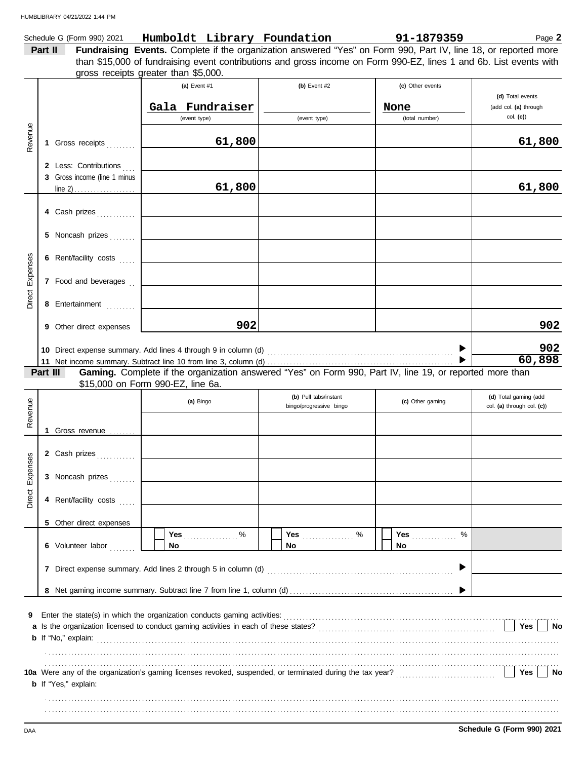Schedule G (Form 990) 2021 **Humboldt Library Foundation** **91-1879359** Page **2**

**Part II** **Fundraising Events.** Complete if the organization answered "Yes" on Form 990, Part IV, line 18, or reported more than $15,000 of fundraising event contributions and gross income on Form 990-EZ, lines 1 and 6b. List events with gross receipts greater than $5,000.

| | | (a) Event #1 | (b) Event #2 | (c) Other events | (d) Total events (add col. (a) through col. (c)) |
|---|---|---|---|---|---|
| | | Gala Fundraiser (event type) | (event type) | None (total number) | |
| Revenue | 1 Gross receipts | 61,800 | | | 61,800 |
| | 2 Less: Contributions | | | | |
| | 3 Gross income (line 1 minus line 2) | 61,800 | | | 61,800 |
| Direct Expenses | 4 Cash prizes | | | | |
| | 5 Noncash prizes | | | | |
| | 6 Rent/facility costs | | | | |
| | 7 Food and beverages | | | | |
| | 8 Entertainment | | | | |
| | 9 Other direct expenses | 902 | | | 902 |
| | 10 Direct expense summary. Add lines 4 through 9 in column (d) | | | | 902 |
| | 11 Net income summary. Subtract line 10 from line 3, column (d) | | | | 60,898 |

**Part III** **Gaming.** Complete if the organization answered "Yes" on Form 990, Part IV, line 19, or reported more than $15,000 on Form 990-EZ, line 6a.

| | | (a) Bingo | (b) Pull tabs/instant bingo/progressive bingo | (c) Other gaming | (d) Total gaming (add col. (a) through col. (c)) |
|---|---|---|---|---|---|
| Revenue | 1 Gross revenue | | | | |
| Direct Expenses | 2 Cash prizes | | | | |
| | 3 Noncash prizes | | | | |
| | 4 Rent/facility costs | | | | |
| | 5 Other direct expenses | | | | |
| | 6 Volunteer labor | ☐ Yes ____ % ☐ No | ☐ Yes ____ % ☐ No | ☐ Yes ____ % ☐ No | |
| | 7 Direct expense summary. Add lines 2 through 5 in column (d) | | | | |
| | 8 Net gaming income summary. Subtract line 7 from line 1, column (d) | | | | |

**9** Enter the state(s) in which the organization conducts gaming activities:

**a** Is the organization licensed to conduct gaming activities in each of these states? ☐ Yes ☐ No

**b** If "No," explain:

**10a** Were any of the organization's gaming licenses revoked, suspended, or terminated during the tax year? ☐ Yes ☐ No

**b** If "Yes," explain:

**Schedule G (Form 990) 2021**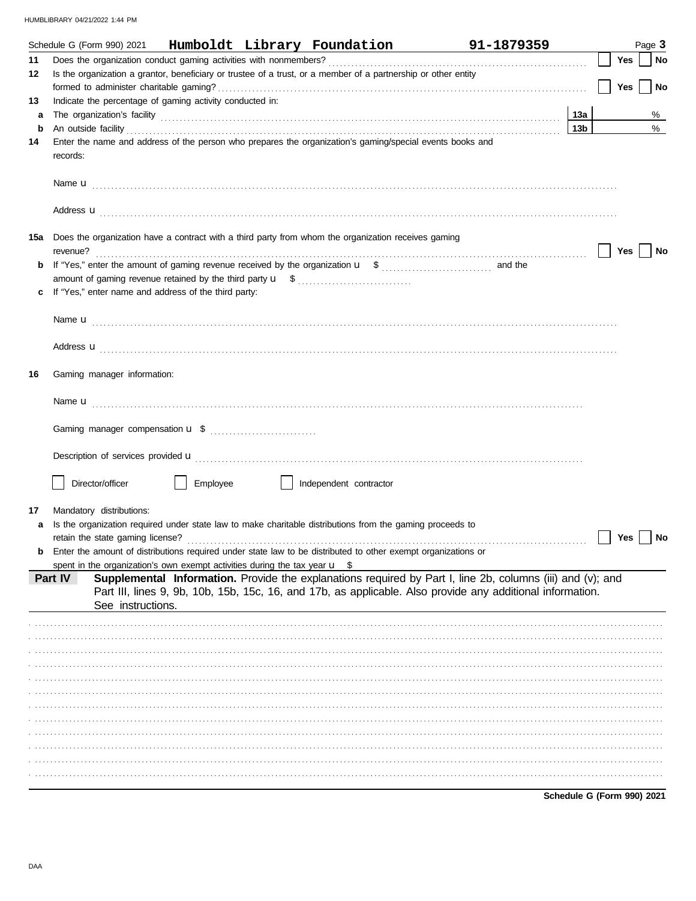Schedule G (Form 990) 2021 **Humboldt Library Foundation** **91-1879359** Page **3**

**11** Does the organization conduct gaming activities with nonmembers? ☐ Yes ☐ No

**12** Is the organization a grantor, beneficiary or trustee of a trust, or a member of a partnership or other entity formed to administer charitable gaming? ☐ Yes ☐ No

**13** Indicate the percentage of gaming activity conducted in:

**a** The organization's facility **13a** %

**b** An outside facility **13b** %

**14** Enter the name and address of the person who prepares the organization's gaming/special events books and records:

Name u

Address u

**15a** Does the organization have a contract with a third party from whom the organization receives gaming revenue? ☐ Yes ☐ No

**b** If "Yes," enter the amount of gaming revenue received by the organization u $ and the amount of gaming revenue retained by the third party u $

**c** If "Yes," enter name and address of the third party:

Name u

Address u

**16** Gaming manager information:

Name u

Gaming manager compensation u $

Description of services provided u

☐ Director/officer ☐ Employee ☐ Independent contractor

**17** Mandatory distributions:

**a** Is the organization required under state law to make charitable distributions from the gaming proceeds to retain the state gaming license? ☐ Yes ☐ No

**b** Enter the amount of distributions required under state law to be distributed to other exempt organizations or spent in the organization's own exempt activities during the tax year u $

**Part IV** **Supplemental Information.** Provide the explanations required by Part I, line 2b, columns (iii) and (v); and Part III, lines 9, 9b, 10b, 15b, 15c, 16, and 17b, as applicable. Also provide any additional information. See instructions.

**Schedule G (Form 990) 2021**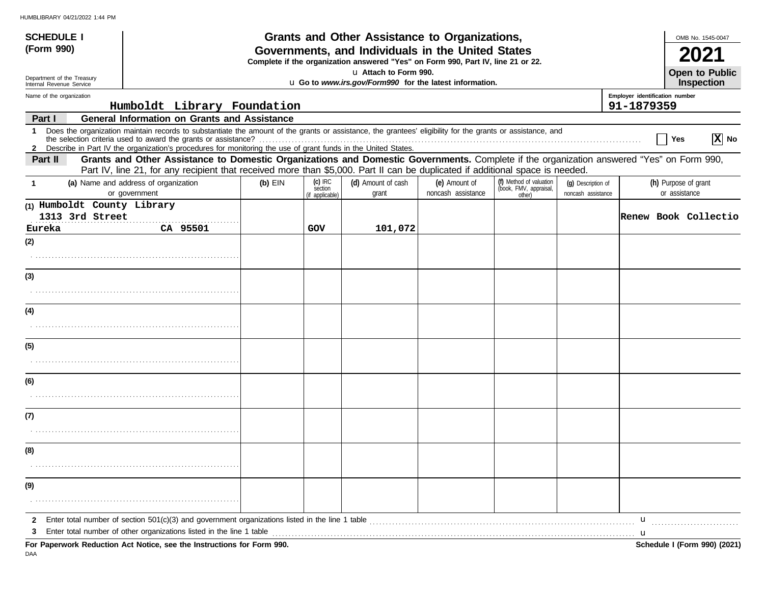**SCHEDULE I**
**(Form 990)**

Department of the Treasury
Internal Revenue Service

# Grants and Other Assistance to Organizations, Governments, and Individuals in the United States

**Complete if the organization answered "Yes" on Form 990, Part IV, line 21 or 22.**
u Attach to Form 990.
u Go to *www.irs.gov/Form990* for the latest information.

OMB No. 1545-0047

**2021**

**Open to Public Inspection**

Name of the organization: **Humboldt Library Foundation**

Employer identification number: **91-1879359**

## Part I General Information on Grants and Assistance

1 Does the organization maintain records to substantiate the amount of the grants or assistance, the grantees' eligibility for the grants or assistance, and the selection criteria used to award the grants or assistance? [ ] Yes [X] No

2 Describe in Part IV the organization's procedures for monitoring the use of grant funds in the United States.

## Part II Grants and Other Assistance to Domestic Organizations and Domestic Governments.

Complete if the organization answered "Yes" on Form 990, Part IV, line 21, for any recipient that received more than $5,000. Part II can be duplicated if additional space is needed.

| 1 | (a) Name and address of organization or government | (b) EIN | (c) IRC section (if applicable) | (d) Amount of cash grant | (e) Amount of noncash assistance | (f) Method of valuation (book, FMV, appraisal, other) | (g) Description of noncash assistance | (h) Purpose of grant or assistance |
|---|---|---|---|---|---|---|---|---|
| (1) | Humboldt County Library<br>1313 3rd Street<br>Eureka CA 95501 | | GOV | 101,072 | | | | Renew Book Collectio |
| (2) | | | | | | | | |
| (3) | | | | | | | | |
| (4) | | | | | | | | |
| (5) | | | | | | | | |
| (6) | | | | | | | | |
| (7) | | | | | | | | |
| (8) | | | | | | | | |
| (9) | | | | | | | | |

2 Enter total number of section 501(c)(3) and government organizations listed in the line 1 table u

3 Enter total number of other organizations listed in the line 1 table u

**For Paperwork Reduction Act Notice, see the Instructions for Form 990.**

**Schedule I (Form 990) (2021)**

DAA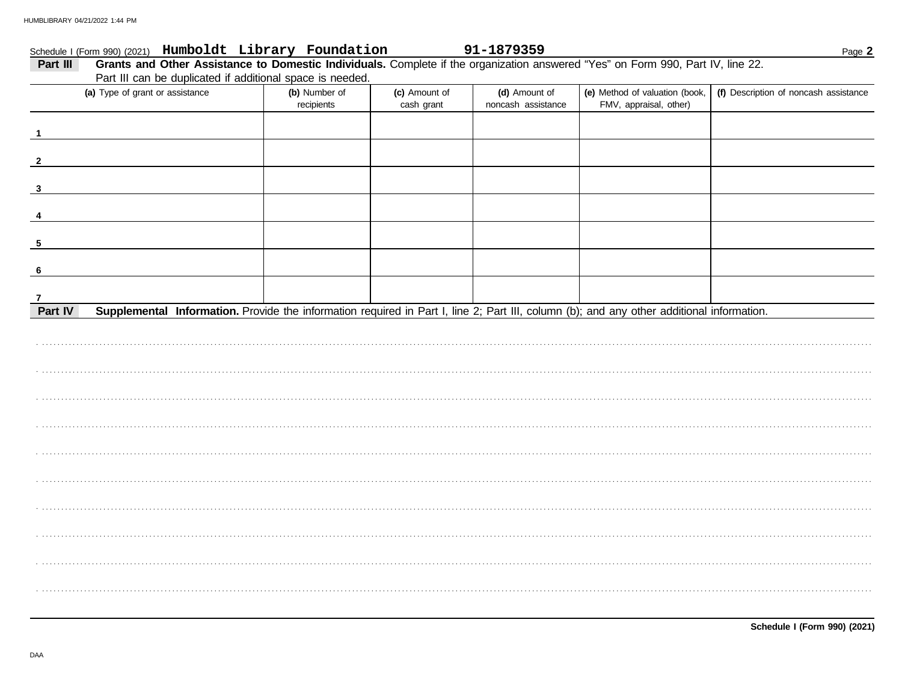Schedule I (Form 990) (2021) **Humboldt Library Foundation** **91-1879359** Page **2**

**Part III** **Grants and Other Assistance to Domestic Individuals.** Complete if the organization answered "Yes" on Form 990, Part IV, line 22. Part III can be duplicated if additional space is needed.

| (a) Type of grant or assistance | (b) Number of recipients | (c) Amount of cash grant | (d) Amount of noncash assistance | (e) Method of valuation (book, FMV, appraisal, other) | (f) Description of noncash assistance |
|---|---|---|---|---|---|
| 1 | | | | | |
| 2 | | | | | |
| 3 | | | | | |
| 4 | | | | | |
| 5 | | | | | |
| 6 | | | | | |
| 7 | | | | | |

**Part IV** **Supplemental Information.** Provide the information required in Part I, line 2; Part III, column (b); and any other additional information.

**Schedule I (Form 990) (2021)**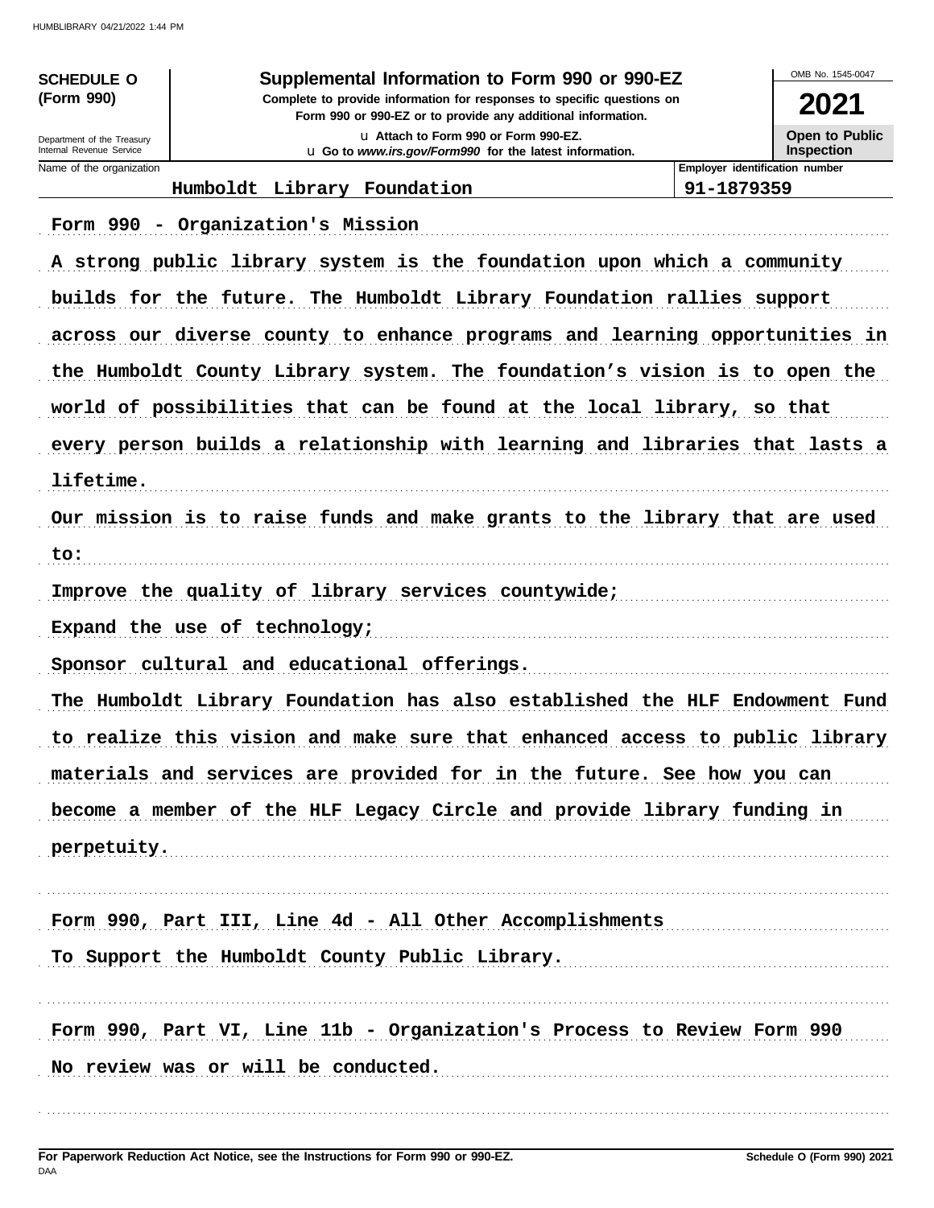**SCHEDULE O (Form 990)**

Department of the Treasury
Internal Revenue Service

# Supplemental Information to Form 990 or 990-EZ

**Complete to provide information for responses to specific questions on Form 990 or 990-EZ or to provide any additional information.**

u Attach to Form 990 or Form 990-EZ.
u Go to *www.irs.gov/Form990* for the latest information.

OMB No. 1545-0047

**2021**

**Open to Public Inspection**

| Name of the organization | Employer identification number |
|---|---|
| Humboldt Library Foundation | 91-1879359 |

Form 990 - Organization's Mission

A strong public library system is the foundation upon which a community builds for the future. The Humboldt Library Foundation rallies support across our diverse county to enhance programs and learning opportunities in the Humboldt County Library system. The foundation's vision is to open the world of possibilities that can be found at the local library, so that every person builds a relationship with learning and libraries that lasts a lifetime.

Our mission is to raise funds and make grants to the library that are used to:

Improve the quality of library services countywide;

Expand the use of technology;

Sponsor cultural and educational offerings.

The Humboldt Library Foundation has also established the HLF Endowment Fund to realize this vision and make sure that enhanced access to public library materials and services are provided for in the future. See how you can become a member of the HLF Legacy Circle and provide library funding in perpetuity.

Form 990, Part III, Line 4d - All Other Accomplishments

To Support the Humboldt County Public Library.

Form 990, Part VI, Line 11b - Organization's Process to Review Form 990

No review was or will be conducted.

**For Paperwork Reduction Act Notice, see the Instructions for Form 990 or 990-EZ.**
DAA

**Schedule O (Form 990) 2021**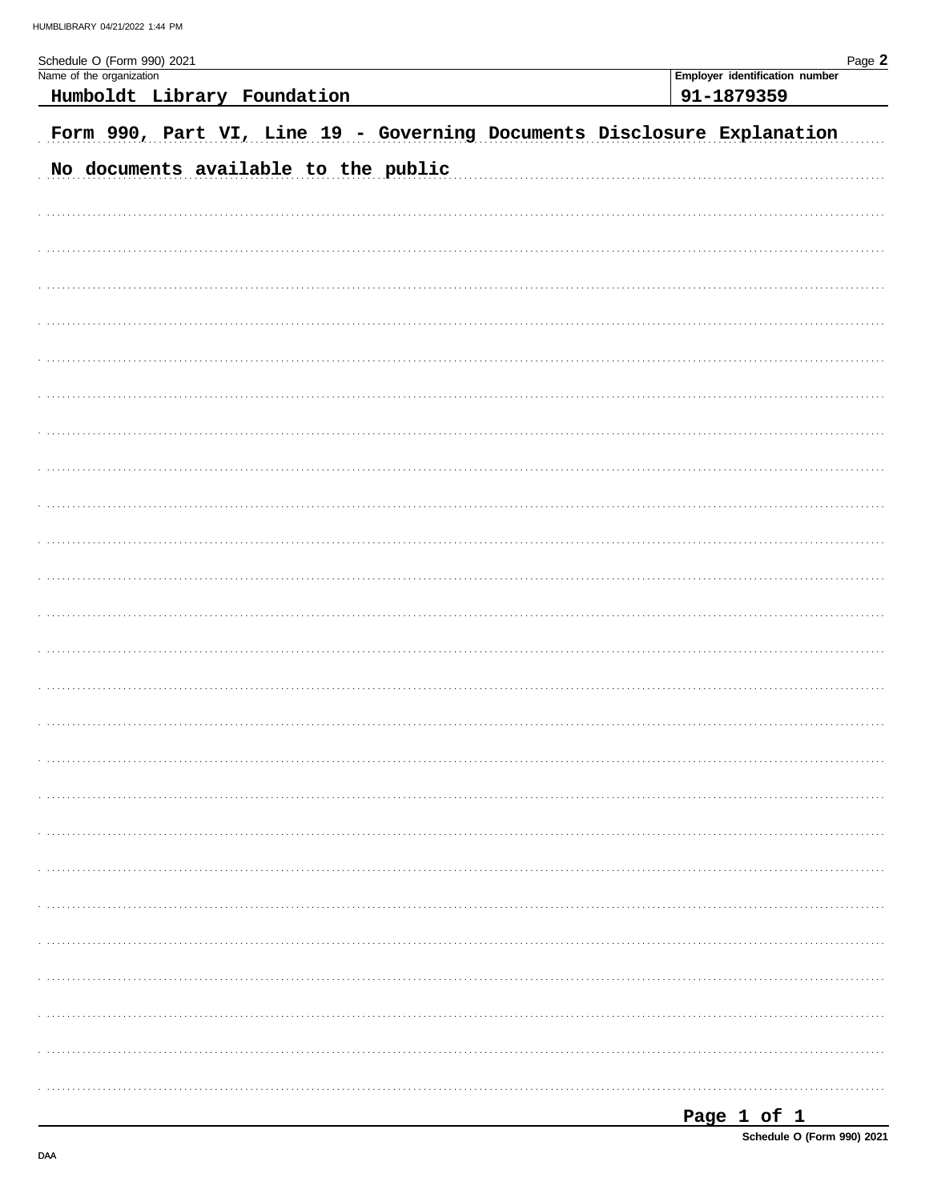Schedule O (Form 990) 2021

| Name of the organization | Employer identification number |
| --- | --- |
| Humboldt Library Foundation | 91-1879359 |

Form 990, Part VI, Line 19 - Governing Documents Disclosure Explanation

No documents available to the public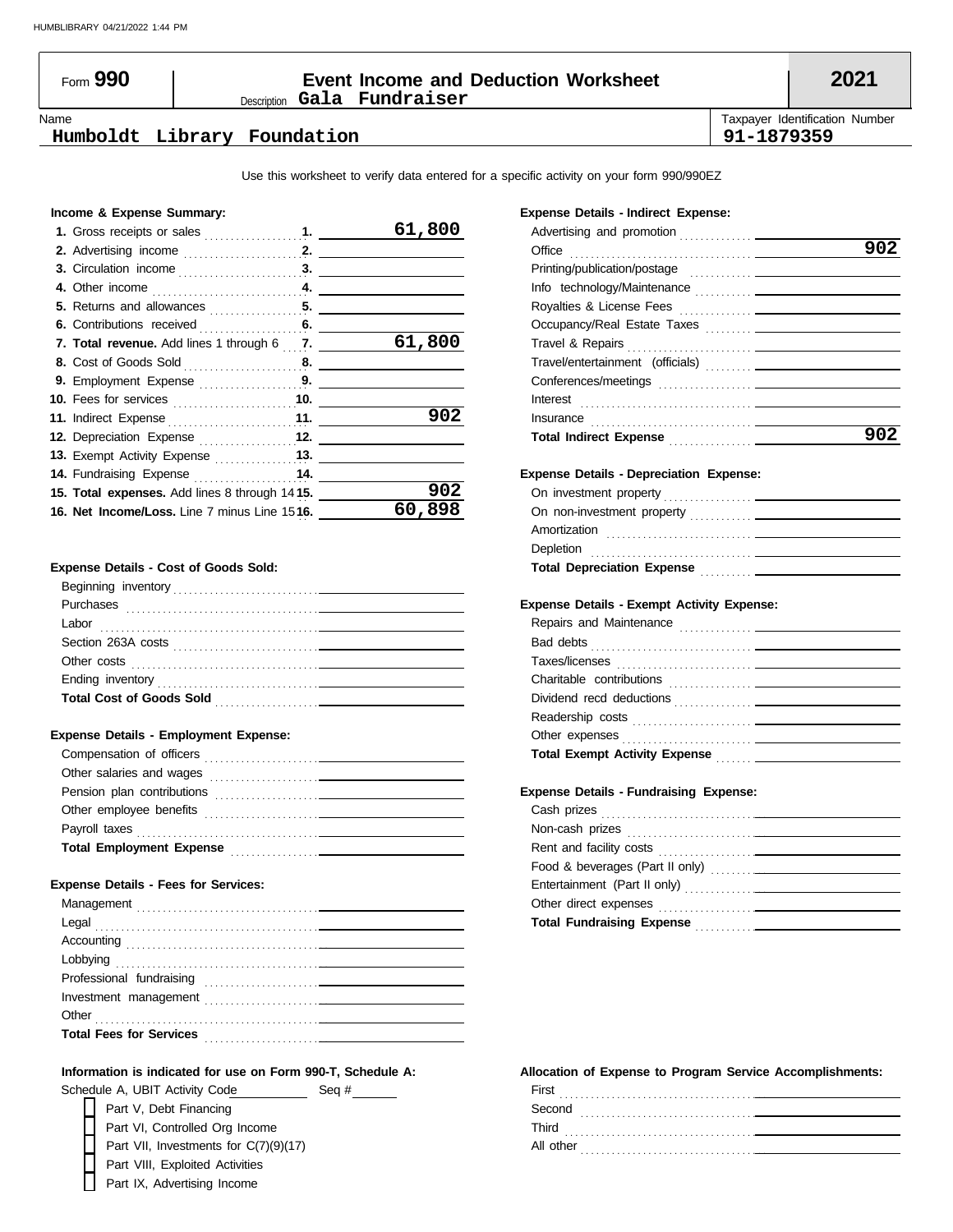# Form 990 — Event Income and Deduction Worksheet — 2021

Description **Gala Fundraiser**

Name: **Humboldt Library Foundation**

Taxpayer Identification Number: **91-1879359**

Use this worksheet to verify data entered for a specific activity on your form 990/990EZ

### Income & Expense Summary:

| | | |
|---|---|---|
| **1.** Gross receipts or sales | 1. | 61,800 |
| **2.** Advertising income | 2. | |
| **3.** Circulation income | 3. | |
| **4.** Other income | 4. | |
| **5.** Returns and allowances | 5. | |
| **6.** Contributions received | 6. | |
| **7. Total revenue.** Add lines 1 through 6 | 7. | 61,800 |
| **8.** Cost of Goods Sold | 8. | |
| **9.** Employment Expense | 9. | |
| **10.** Fees for services | 10. | |
| **11.** Indirect Expense | 11. | 902 |
| **12.** Depreciation Expense | 12. | |
| **13.** Exempt Activity Expense | 13. | |
| **14.** Fundraising Expense | 14. | |
| **15. Total expenses.** Add lines 8 through 14 | 15. | 902 |
| **16. Net Income/Loss.** Line 7 minus Line 15 | 16. | 60,898 |

### Expense Details - Cost of Goods Sold:

| | |
|---|---|
| Beginning inventory | |
| Purchases | |
| Labor | |
| Section 263A costs | |
| Other costs | |
| Ending inventory | |
| **Total Cost of Goods Sold** | |

### Expense Details - Employment Expense:

| | |
|---|---|
| Compensation of officers | |
| Other salaries and wages | |
| Pension plan contributions | |
| Other employee benefits | |
| Payroll taxes | |
| **Total Employment Expense** | |

### Expense Details - Fees for Services:

| | |
|---|---|
| Management | |
| Legal | |
| Accounting | |
| Lobbying | |
| Professional fundraising | |
| Investment management | |
| Other | |
| **Total Fees for Services** | |

### Expense Details - Indirect Expense:

| | |
|---|---|
| Advertising and promotion | |
| Office | 902 |
| Printing/publication/postage | |
| Info technology/Maintenance | |
| Royalties & License Fees | |
| Occupancy/Real Estate Taxes | |
| Travel & Repairs | |
| Travel/entertainment (officials) | |
| Conferences/meetings | |
| Interest | |
| Insurance | |
| **Total Indirect Expense** | 902 |

### Expense Details - Depreciation Expense:

| | |
|---|---|
| On investment property | |
| On non-investment property | |
| Amortization | |
| Depletion | |
| **Total Depreciation Expense** | |

### Expense Details - Exempt Activity Expense:

| | |
|---|---|
| Repairs and Maintenance | |
| Bad debts | |
| Taxes/licenses | |
| Charitable contributions | |
| Dividend recd deductions | |
| Readership costs | |
| Other expenses | |
| **Total Exempt Activity Expense** | |

### Expense Details - Fundraising Expense:

| | |
|---|---|
| Cash prizes | |
| Non-cash prizes | |
| Rent and facility costs | |
| Food & beverages (Part II only) | |
| Entertainment (Part II only) | |
| Other direct expenses | |
| **Total Fundraising Expense** | |

### Information is indicated for use on Form 990-T, Schedule A:

Schedule A, UBIT Activity Code ________ Seq # ______

- [ ] Part V, Debt Financing
- [ ] Part VI, Controlled Org Income
- [ ] Part VII, Investments for C(7)(9)(17)
- [ ] Part VIII, Exploited Activities
- [ ] Part IX, Advertising Income

### Allocation of Expense to Program Service Accomplishments:

| | |
|---|---|
| First | |
| Second | |
| Third | |
| All other | |